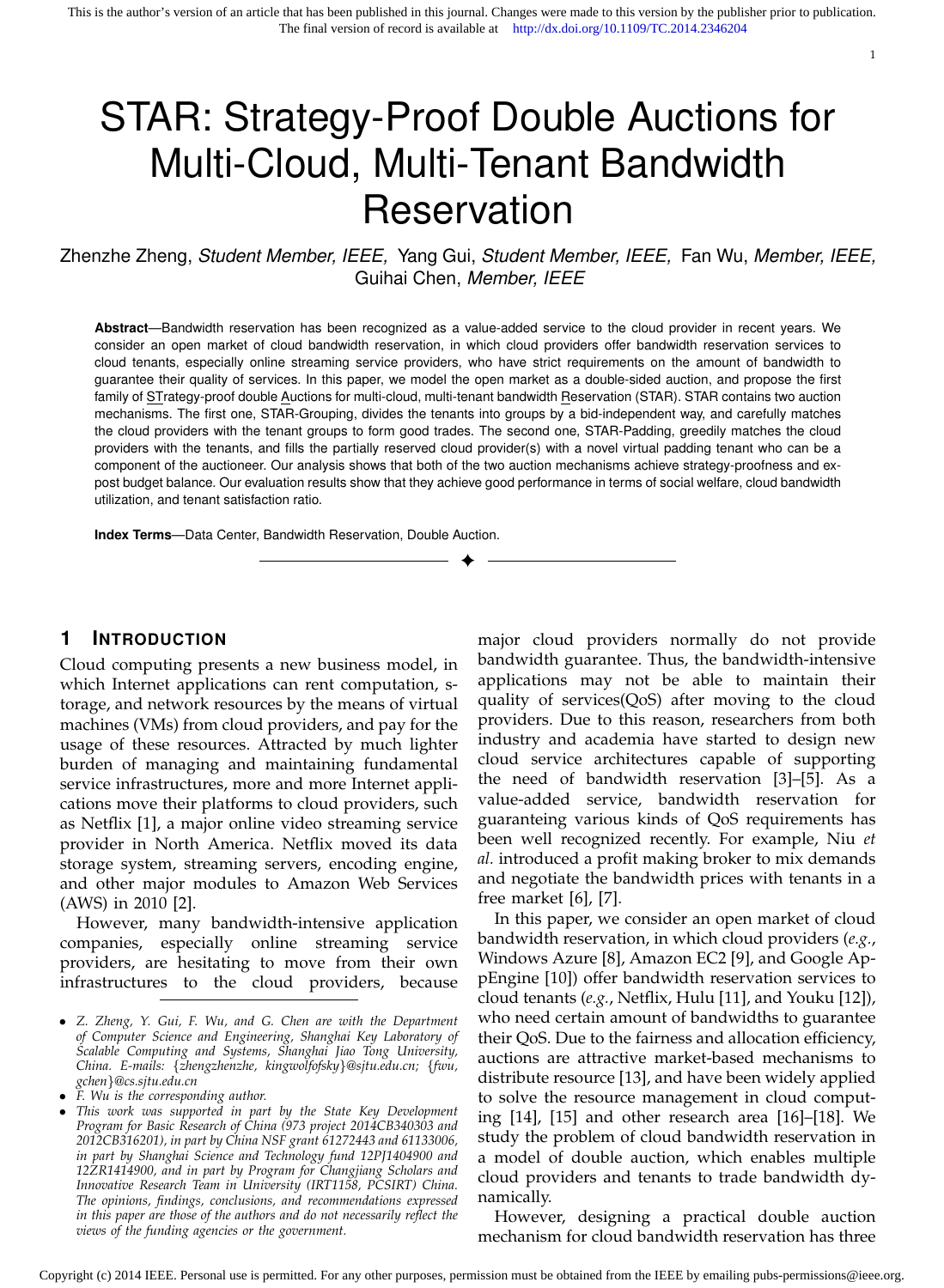This is the author's version of an article that has been published in this journal. Changes were made to this version by the publisher prior to publication.
The final version of record is available at http://dx.doi.org/10.1109/TC.2014.2346204

# STAR: Strategy-Proof Double Auctions for Multi-Cloud, Multi-Tenant Bandwidth Reservation

Zhenzhe Zheng, *Student Member, IEEE,* Yang Gui, *Student Member, IEEE,* Fan Wu, *Member, IEEE,* Guihai Chen, *Member, IEEE*

**Abstract**—Bandwidth reservation has been recognized as a value-added service to the cloud provider in recent years. We consider an open market of cloud bandwidth reservation, in which cloud providers offer bandwidth reservation services to cloud tenants, especially online streaming service providers, who have strict requirements on the amount of bandwidth to guarantee their quality of services. In this paper, we model the open market as a double-sided auction, and propose the first family of STrategy-proof double Auctions for multi-cloud, multi-tenant bandwidth Reservation (STAR). STAR contains two auction mechanisms. The first one, STAR-Grouping, divides the tenants into groups by a bid-independent way, and carefully matches the cloud providers with the tenant groups to form good trades. The second one, STAR-Padding, greedily matches the cloud providers with the tenants, and fills the partially reserved cloud provider(s) with a novel virtual padding tenant who can be a component of the auctioneer. Our analysis shows that both of the two auction mechanisms achieve strategy-proofness and ex-post budget balance. Our evaluation results show that they achieve good performance in terms of social welfare, cloud bandwidth utilization, and tenant satisfaction ratio.

**Index Terms**—Data Center, Bandwidth Reservation, Double Auction.

## 1 Introduction

Cloud computing presents a new business model, in which Internet applications can rent computation, storage, and network resources by the means of virtual machines (VMs) from cloud providers, and pay for the usage of these resources. Attracted by much lighter burden of managing and maintaining fundamental service infrastructures, more and more Internet applications move their platforms to cloud providers, such as Netflix [1], a major online video streaming service provider in North America. Netflix moved its data storage system, streaming servers, encoding engine, and other major modules to Amazon Web Services (AWS) in 2010 [2].

However, many bandwidth-intensive application companies, especially online streaming service providers, are hesitating to move from their own infrastructures to the cloud providers, because major cloud providers normally do not provide bandwidth guarantee. Thus, the bandwidth-intensive applications may not be able to maintain their quality of services(QoS) after moving to the cloud providers. Due to this reason, researchers from both industry and academia have started to design new cloud service architectures capable of supporting the need of bandwidth reservation [3]–[5]. As a value-added service, bandwidth reservation for guaranteeing various kinds of QoS requirements has been well recognized recently. For example, Niu *et al.* introduced a profit making broker to mix demands and negotiate the bandwidth prices with tenants in a free market [6], [7].

In this paper, we consider an open market of cloud bandwidth reservation, in which cloud providers (*e.g.*, Windows Azure [8], Amazon EC2 [9], and Google AppEngine [10]) offer bandwidth reservation services to cloud tenants (*e.g.*, Netflix, Hulu [11], and Youku [12]), who need certain amount of bandwidths to guarantee their QoS. Due to the fairness and allocation efficiency, auctions are attractive market-based mechanisms to distribute resource [13], and have been widely applied to solve the resource management in cloud computing [14], [15] and other research area [16]–[18]. We study the problem of cloud bandwidth reservation in a model of double auction, which enables multiple cloud providers and tenants to trade bandwidth dynamically.

However, designing a practical double auction mechanism for cloud bandwidth reservation has three

- *Z. Zheng, Y. Gui, F. Wu, and G. Chen are with the Department of Computer Science and Engineering, Shanghai Key Laboratory of Scalable Computing and Systems, Shanghai Jiao Tong University, China. E-mails: {zhengzhenzhe, kingwolfofsky}@sjtu.edu.cn; {fwu, gchen}@cs.sjtu.edu.cn*
- *F. Wu is the corresponding author.*
- *This work was supported in part by the State Key Development Program for Basic Research of China (973 project 2014CB340303 and 2012CB316201), in part by China NSF grant 61272443 and 61133006, in part by Shanghai Science and Technology fund 12PJ1404900 and 12ZR1414900, and in part by Program for Changjiang Scholars and Innovative Research Team in University (IRT1158, PCSIRT) China. The opinions, findings, conclusions, and recommendations expressed in this paper are those of the authors and do not necessarily reflect the views of the funding agencies or the government.*

Copyright (c) 2014 IEEE. Personal use is permitted. For any other purposes, permission must be obtained from the IEEE by emailing pubs-permissions@ieee.org.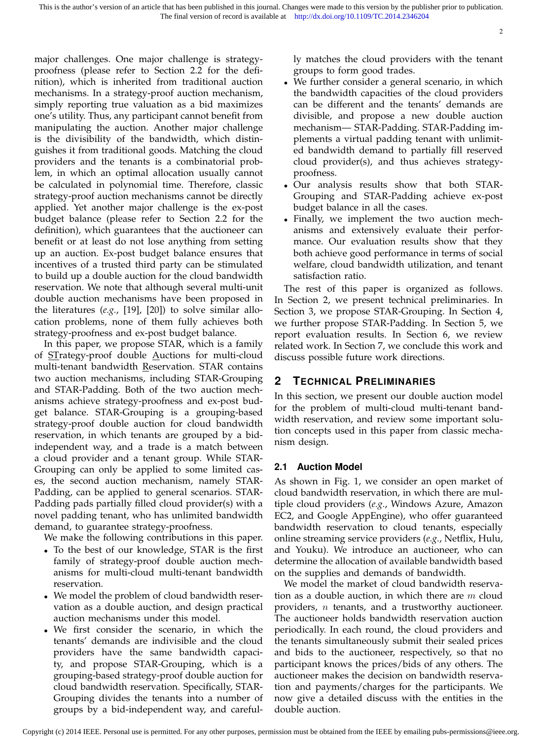major challenges. One major challenge is strategy-proofness (please refer to Section 2.2 for the definition), which is inherited from traditional auction mechanisms. In a strategy-proof auction mechanism, simply reporting true valuation as a bid maximizes one's utility. Thus, any participant cannot benefit from manipulating the auction. Another major challenge is the divisibility of the bandwidth, which distinguishes it from traditional goods. Matching the cloud providers and the tenants is a combinatorial problem, in which an optimal allocation usually cannot be calculated in polynomial time. Therefore, classic strategy-proof auction mechanisms cannot be directly applied. Yet another major challenge is the ex-post budget balance (please refer to Section 2.2 for the definition), which guarantees that the auctioneer can benefit or at least do not lose anything from setting up an auction. Ex-post budget balance ensures that incentives of a trusted third party can be stimulated to build up a double auction for the cloud bandwidth reservation. We note that although several multi-unit double auction mechanisms have been proposed in the literatures (*e.g.*, [19], [20]) to solve similar allocation problems, none of them fully achieves both strategy-proofness and ex-post budget balance.

In this paper, we propose STAR, which is a family of STrategy-proof double Auctions for multi-cloud multi-tenant bandwidth Reservation. STAR contains two auction mechanisms, including STAR-Grouping and STAR-Padding. Both of the two auction mechanisms achieve strategy-proofness and ex-post budget balance. STAR-Grouping is a grouping-based strategy-proof double auction for cloud bandwidth reservation, in which tenants are grouped by a bid-independent way, and a trade is a match between a cloud provider and a tenant group. While STAR-Grouping can only be applied to some limited cases, the second auction mechanism, namely STAR-Padding, can be applied to general scenarios. STAR-Padding pads partially filled cloud provider(s) with a novel padding tenant, who has unlimited bandwidth demand, to guarantee strategy-proofness.

We make the following contributions in this paper.

- To the best of our knowledge, STAR is the first family of strategy-proof double auction mechanisms for multi-cloud multi-tenant bandwidth reservation.
- We model the problem of cloud bandwidth reservation as a double auction, and design practical auction mechanisms under this model.
- We first consider the scenario, in which the tenants' demands are indivisible and the cloud providers have the same bandwidth capacity, and propose STAR-Grouping, which is a grouping-based strategy-proof double auction for cloud bandwidth reservation. Specifically, STAR-Grouping divides the tenants into a number of groups by a bid-independent way, and carefully matches the cloud providers with the tenant groups to form good trades.
- We further consider a general scenario, in which the bandwidth capacities of the cloud providers can be different and the tenants' demands are divisible, and propose a new double auction mechanism— STAR-Padding. STAR-Padding implements a virtual padding tenant with unlimited bandwidth demand to partially fill reserved cloud provider(s), and thus achieves strategy-proofness.
- Our analysis results show that both STAR-Grouping and STAR-Padding achieve ex-post budget balance in all the cases.
- Finally, we implement the two auction mechanisms and extensively evaluate their performance. Our evaluation results show that they both achieve good performance in terms of social welfare, cloud bandwidth utilization, and tenant satisfaction ratio.

The rest of this paper is organized as follows. In Section 2, we present technical preliminaries. In Section 3, we propose STAR-Grouping. In Section 4, we further propose STAR-Padding. In Section 5, we report evaluation results. In Section 6, we review related work. In Section 7, we conclude this work and discuss possible future work directions.

## 2 Technical Preliminaries

In this section, we present our double auction model for the problem of multi-cloud multi-tenant bandwidth reservation, and review some important solution concepts used in this paper from classic mechanism design.

### 2.1 Auction Model

As shown in Fig. 1, we consider an open market of cloud bandwidth reservation, in which there are multiple cloud providers (*e.g.*, Windows Azure, Amazon EC2, and Google AppEngine), who offer guaranteed bandwidth reservation to cloud tenants, especially online streaming service providers (*e.g.*, Netflix, Hulu, and Youku). We introduce an auctioneer, who can determine the allocation of available bandwidth based on the supplies and demands of bandwidth.

We model the market of cloud bandwidth reservation as a double auction, in which there are $m$ cloud providers, $n$ tenants, and a trustworthy auctioneer. The auctioneer holds bandwidth reservation auction periodically. In each round, the cloud providers and the tenants simultaneously submit their sealed prices and bids to the auctioneer, respectively, so that no participant knows the prices/bids of any others. The auctioneer makes the decision on bandwidth reservation and payments/charges for the participants. We now give a detailed discuss with the entities in the double auction.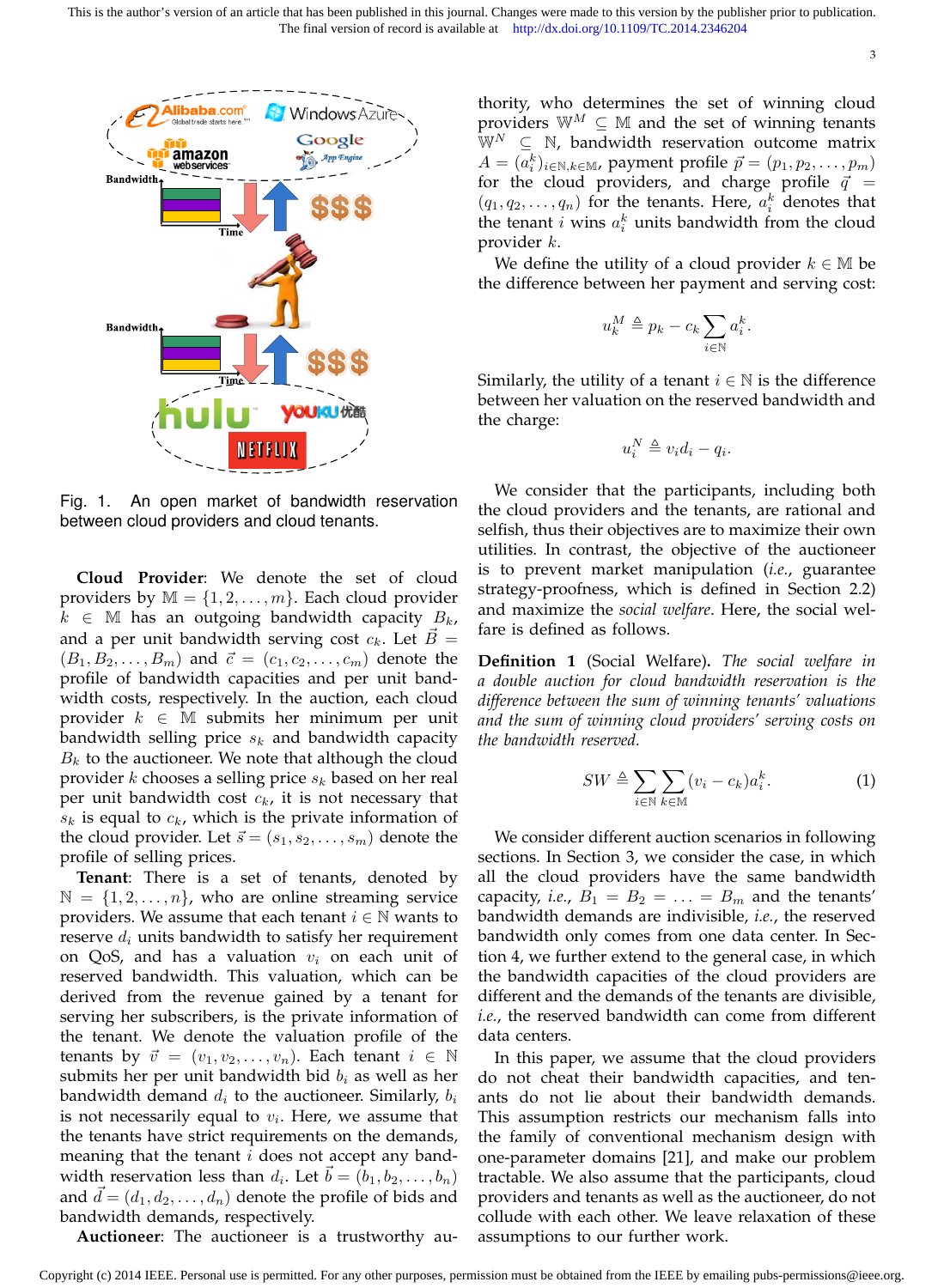Fig. 1. An open market of bandwidth reservation between cloud providers and cloud tenants.

**Cloud Provider**: We denote the set of cloud providers by $\mathbb{M} = \{1, 2, \ldots, m\}$. Each cloud provider $k \in \mathbb{M}$ has an outgoing bandwidth capacity $B_k$, and a per unit bandwidth serving cost $c_k$. Let $\vec{B} = (B_1, B_2, \ldots, B_m)$ and $\vec{c} = (c_1, c_2, \ldots, c_m)$ denote the profile of bandwidth capacities and per unit bandwidth costs, respectively. In the auction, each cloud provider $k \in \mathbb{M}$ submits her minimum per unit bandwidth selling price $s_k$ and bandwidth capacity $B_k$ to the auctioneer. We note that although the cloud provider $k$ chooses a selling price $s_k$ based on her real per unit bandwidth cost $c_k$, it is not necessary that $s_k$ is equal to $c_k$, which is the private information of the cloud provider. Let $\vec{s} = (s_1, s_2, \ldots, s_m)$ denote the profile of selling prices.

**Tenant**: There is a set of tenants, denoted by $\mathbb{N} = \{1, 2, \ldots, n\}$, who are online streaming service providers. We assume that each tenant $i \in \mathbb{N}$ wants to reserve $d_i$ units bandwidth to satisfy her requirement on QoS, and has a valuation $v_i$ on each unit of reserved bandwidth. This valuation, which can be derived from the revenue gained by a tenant for serving her subscribers, is the private information of the tenant. We denote the valuation profile of the tenants by $\vec{v} = (v_1, v_2, \ldots, v_n)$. Each tenant $i \in \mathbb{N}$ submits her per unit bandwidth bid $b_i$ as well as her bandwidth demand $d_i$ to the auctioneer. Similarly, $b_i$ is not necessarily equal to $v_i$. Here, we assume that the tenants have strict requirements on the demands, meaning that the tenant $i$ does not accept any bandwidth reservation less than $d_i$. Let $\vec{b} = (b_1, b_2, \ldots, b_n)$ and $\vec{d} = (d_1, d_2, \ldots, d_n)$ denote the profile of bids and bandwidth demands, respectively.

**Auctioneer**: The auctioneer is a trustworthy authority, who determines the set of winning cloud providers $\mathbb{W}^M \subseteq \mathbb{M}$ and the set of winning tenants $\mathbb{W}^N \subseteq \mathbb{N}$, bandwidth reservation outcome matrix $A = (a_i^k)_{i \in \mathbb{N}, k \in \mathbb{M}}$, payment profile $\vec{p} = (p_1, p_2, \ldots, p_m)$ for the cloud providers, and charge profile $\vec{q} = (q_1, q_2, \ldots, q_n)$ for the tenants. Here, $a_i^k$ denotes that the tenant $i$ wins $a_i^k$ units bandwidth from the cloud provider $k$.

We define the utility of a cloud provider $k \in \mathbb{M}$ be the difference between her payment and serving cost:

$$u_k^M \triangleq p_k - c_k \sum_{i \in \mathbb{N}} a_i^k.$$

Similarly, the utility of a tenant $i \in \mathbb{N}$ is the difference between her valuation on the reserved bandwidth and the charge:

$$u_i^N \triangleq v_i d_i - q_i.$$

We consider that the participants, including both the cloud providers and the tenants, are rational and selfish, thus their objectives are to maximize their own utilities. In contrast, the objective of the auctioneer is to prevent market manipulation (*i.e.*, guarantee strategy-proofness, which is defined in Section 2.2) and maximize the *social welfare*. Here, the social welfare is defined as follows.

**Definition 1** (Social Welfare). *The social welfare in a double auction for cloud bandwidth reservation is the difference between the sum of winning tenants' valuations and the sum of winning cloud providers' serving costs on the bandwidth reserved.*

$$SW \triangleq \sum_{i \in \mathbb{N}} \sum_{k \in \mathbb{M}} (v_i - c_k) a_i^k. \tag{1}$$

We consider different auction scenarios in following sections. In Section 3, we consider the case, in which all the cloud providers have the same bandwidth capacity, *i.e.*, $B_1 = B_2 = \ldots = B_m$ and the tenants' bandwidth demands are indivisible, *i.e.*, the reserved bandwidth only comes from one data center. In Section 4, we further extend to the general case, in which the bandwidth capacities of the cloud providers are different and the demands of the tenants are divisible, *i.e.*, the reserved bandwidth can come from different data centers.

In this paper, we assume that the cloud providers do not cheat their bandwidth capacities, and tenants do not lie about their bandwidth demands. This assumption restricts our mechanism falls into the family of conventional mechanism design with one-parameter domains [21], and make our problem tractable. We also assume that the participants, cloud providers and tenants as well as the auctioneer, do not collude with each other. We leave relaxation of these assumptions to our further work.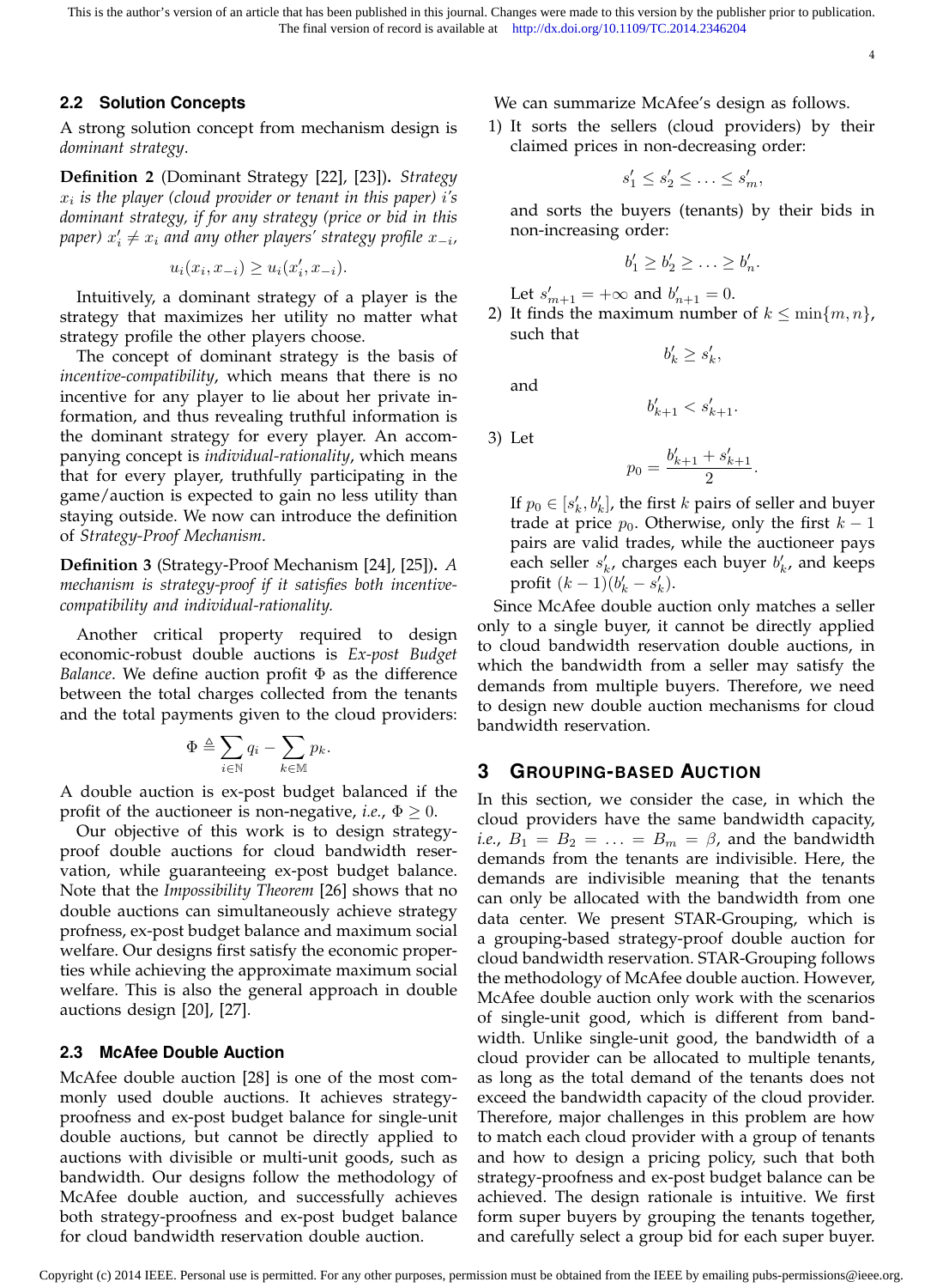### 2.2 Solution Concepts

A strong solution concept from mechanism design is *dominant strategy*.

**Definition 2** (Dominant Strategy [22], [23]). *Strategy $x_i$ is the player (cloud provider or tenant in this paper) i's dominant strategy, if for any strategy (price or bid in this paper) $x'_i \neq x_i$ and any other players' strategy profile $x_{-i}$,*

$$u_i(x_i, x_{-i}) \geq u_i(x'_i, x_{-i}).$$

Intuitively, a dominant strategy of a player is the strategy that maximizes her utility no matter what strategy profile the other players choose.

The concept of dominant strategy is the basis of *incentive-compatibility*, which means that there is no incentive for any player to lie about her private information, and thus revealing truthful information is the dominant strategy for every player. An accompanying concept is *individual-rationality*, which means that for every player, truthfully participating in the game/auction is expected to gain no less utility than staying outside. We now can introduce the definition of *Strategy-Proof Mechanism*.

**Definition 3** (Strategy-Proof Mechanism [24], [25]). *A mechanism is strategy-proof if it satisfies both incentive-compatibility and individual-rationality.*

Another critical property required to design economic-robust double auctions is *Ex-post Budget Balance*. We define auction profit $\Phi$ as the difference between the total charges collected from the tenants and the total payments given to the cloud providers:

$$\Phi \triangleq \sum_{i \in \mathbb{N}} q_i - \sum_{k \in \mathbb{M}} p_k.$$

A double auction is ex-post budget balanced if the profit of the auctioneer is non-negative, *i.e.*, $\Phi \geq 0$.

Our objective of this work is to design strategy-proof double auctions for cloud bandwidth reservation, while guaranteeing ex-post budget balance. Note that the *Impossibility Theorem* [26] shows that no double auctions can simultaneously achieve strategy profness, ex-post budget balance and maximum social welfare. Our designs first satisfy the economic properties while achieving the approximate maximum social welfare. This is also the general approach in double auctions design [20], [27].

### 2.3 McAfee Double Auction

McAfee double auction [28] is one of the most commonly used double auctions. It achieves strategy-proofness and ex-post budget balance for single-unit double auctions, but cannot be directly applied to auctions with divisible or multi-unit goods, such as bandwidth. Our designs follow the methodology of McAfee double auction, and successfully achieves both strategy-proofness and ex-post budget balance for cloud bandwidth reservation double auction.

We can summarize McAfee's design as follows.

1) It sorts the sellers (cloud providers) by their claimed prices in non-decreasing order:
$$s'_1 \leq s'_2 \leq \ldots \leq s'_m,$$
and sorts the buyers (tenants) by their bids in non-increasing order:
$$b'_1 \geq b'_2 \geq \ldots \geq b'_n.$$
Let $s'_{m+1} = +\infty$ and $b'_{n+1} = 0$.

2) It finds the maximum number of $k \leq \min\{m, n\}$, such that
$$b'_k \geq s'_k,$$
and
$$b'_{k+1} < s'_{k+1}.$$

3) Let
$$p_0 = \frac{b'_{k+1} + s'_{k+1}}{2}.$$
If $p_0 \in [s'_k, b'_k]$, the first $k$ pairs of seller and buyer trade at price $p_0$. Otherwise, only the first $k-1$ pairs are valid trades, while the auctioneer pays each seller $s'_k$, charges each buyer $b'_k$, and keeps profit $(k-1)(b'_k - s'_k)$.

Since McAfee double auction only matches a seller only to a single buyer, it cannot be directly applied to cloud bandwidth reservation double auctions, in which the bandwidth from a seller may satisfy the demands from multiple buyers. Therefore, we need to design new double auction mechanisms for cloud bandwidth reservation.

## 3 Grouping-Based Auction

In this section, we consider the case, in which the cloud providers have the same bandwidth capacity, *i.e.*, $B_1 = B_2 = \ldots = B_m = \beta$, and the bandwidth demands from the tenants are indivisible. Here, the demands are indivisible meaning that the tenants can only be allocated with the bandwidth from one data center. We present STAR-Grouping, which is a grouping-based strategy-proof double auction for cloud bandwidth reservation. STAR-Grouping follows the methodology of McAfee double auction. However, McAfee double auction only work with the scenarios of single-unit good, which is different from bandwidth. Unlike single-unit good, the bandwidth of a cloud provider can be allocated to multiple tenants, as long as the total demand of the tenants does not exceed the bandwidth capacity of the cloud provider. Therefore, major challenges in this problem are how to match each cloud provider with a group of tenants and how to design a pricing policy, such that both strategy-proofness and ex-post budget balance can be achieved. The design rationale is intuitive. We first form super buyers by grouping the tenants together, and carefully select a group bid for each super buyer.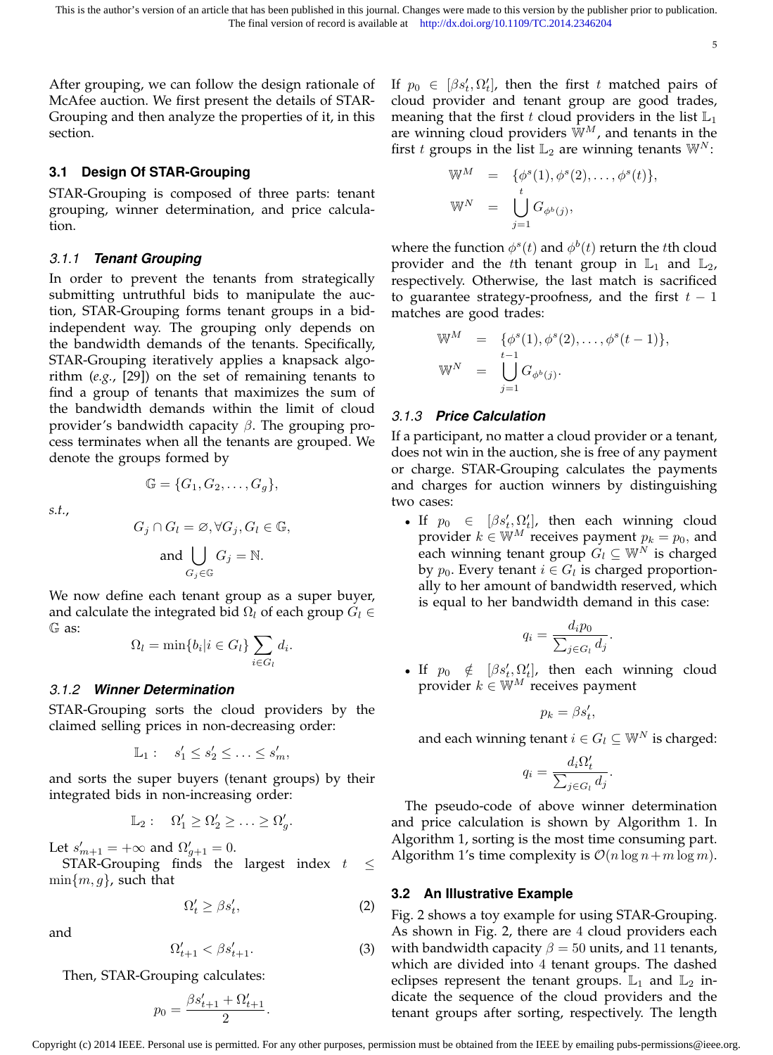After grouping, we can follow the design rationale of McAfee auction. We first present the details of STAR-Grouping and then analyze the properties of it, in this section.

## 3.1 Design Of STAR-Grouping

STAR-Grouping is composed of three parts: tenant grouping, winner determination, and price calculation.

### *3.1.1 Tenant Grouping*

In order to prevent the tenants from strategically submitting untruthful bids to manipulate the auction, STAR-Grouping forms tenant groups in a bid-independent way. The grouping only depends on the bandwidth demands of the tenants. Specifically, STAR-Grouping iteratively applies a knapsack algorithm (*e.g.*, [29]) on the set of remaining tenants to find a group of tenants that maximizes the sum of the bandwidth demands within the limit of cloud provider's bandwidth capacity $\beta$. The grouping process terminates when all the tenants are grouped. We denote the groups formed by

$$\mathbb{G} = \{G_1, G_2, \ldots, G_g\},$$

*s.t.*,

$$G_j \cap G_l = \varnothing, \forall G_j, G_l \in \mathbb{G},$$

$$\text{and } \bigcup_{G_j \in \mathbb{G}} G_j = \mathbb{N}.$$

We now define each tenant group as a super buyer, and calculate the integrated bid $\Omega_l$ of each group $G_l \in \mathbb{G}$ as:

$$\Omega_l = \min\{b_i | i \in G_l\} \sum_{i \in G_l} d_i.$$

### *3.1.2 Winner Determination*

STAR-Grouping sorts the cloud providers by the claimed selling prices in non-decreasing order:

$$\mathbb{L}_1 : \quad s'_1 \leq s'_2 \leq \ldots \leq s'_m,$$

and sorts the super buyers (tenant groups) by their integrated bids in non-increasing order:

$$\mathbb{L}_2 : \quad \Omega'_1 \geq \Omega'_2 \geq \ldots \geq \Omega'_g.$$

Let $s'_{m+1} = +\infty$ and $\Omega'_{g+1} = 0$.

STAR-Grouping finds the largest index $t \leq \min\{m, g\}$, such that

$$\Omega'_t \geq \beta s'_t, \tag{2}$$

and

$$\Omega'_{t+1} < \beta s'_{t+1}. \tag{3}$$

Then, STAR-Grouping calculates:

$$p_0 = \frac{\beta s'_{t+1} + \Omega'_{t+1}}{2}.$$

If $p_0 \in [\beta s'_t, \Omega'_t]$, then the first $t$ matched pairs of cloud provider and tenant group are good trades, meaning that the first $t$ cloud providers in the list $\mathbb{L}_1$ are winning cloud providers $\mathbb{W}^M$, and tenants in the first $t$ groups in the list $\mathbb{L}_2$ are winning tenants $\mathbb{W}^N$:

$$\begin{aligned} \mathbb{W}^M &= \{\phi^s(1), \phi^s(2), \ldots, \phi^s(t)\}, \\ \mathbb{W}^N &= \bigcup_{j=1}^{t} G_{\phi^b(j)}, \end{aligned}$$

where the function $\phi^s(t)$ and $\phi^b(t)$ return the $t$th cloud provider and the $t$th tenant group in $\mathbb{L}_1$ and $\mathbb{L}_2$, respectively. Otherwise, the last match is sacrificed to guarantee strategy-proofness, and the first $t-1$ matches are good trades:

$$\begin{aligned} \mathbb{W}^M &= \{\phi^s(1), \phi^s(2), \ldots, \phi^s(t-1)\}, \\ \mathbb{W}^N &= \bigcup_{j=1}^{t-1} G_{\phi^b(j)}. \end{aligned}$$

### *3.1.3 Price Calculation*

If a participant, no matter a cloud provider or a tenant, does not win in the auction, she is free of any payment or charge. STAR-Grouping calculates the payments and charges for auction winners by distinguishing two cases:

- If $p_0 \in [\beta s'_t, \Omega'_t]$, then each winning cloud provider $k \in \mathbb{W}^M$ receives payment $p_k = p_0$, and each winning tenant group $G_l \subseteq \mathbb{W}^N$ is charged by $p_0$. Every tenant $i \in G_l$ is charged proportionally to her amount of bandwidth reserved, which is equal to her bandwidth demand in this case:

$$q_i = \frac{d_i p_0}{\sum_{j \in G_l} d_j}.$$

- If $p_0 \notin [\beta s'_t, \Omega'_t]$, then each winning cloud provider $k \in \mathbb{W}^M$ receives payment

$$p_k = \beta s'_t,$$

and each winning tenant $i \in G_l \subseteq \mathbb{W}^N$ is charged:

$$q_i = \frac{d_i \Omega'_t}{\sum_{j \in G_l} d_j}.$$

The pseudo-code of above winner determination and price calculation is shown by Algorithm 1. In Algorithm 1, sorting is the most time consuming part. Algorithm 1's time complexity is $\mathcal{O}(n \log n + m \log m)$.

## 3.2 An Illustrative Example

Fig. 2 shows a toy example for using STAR-Grouping. As shown in Fig. 2, there are 4 cloud providers each with bandwidth capacity $\beta = 50$ units, and 11 tenants, which are divided into 4 tenant groups. The dashed eclipses represent the tenant groups. $\mathbb{L}_1$ and $\mathbb{L}_2$ indicate the sequence of the cloud providers and the tenant groups after sorting, respectively. The length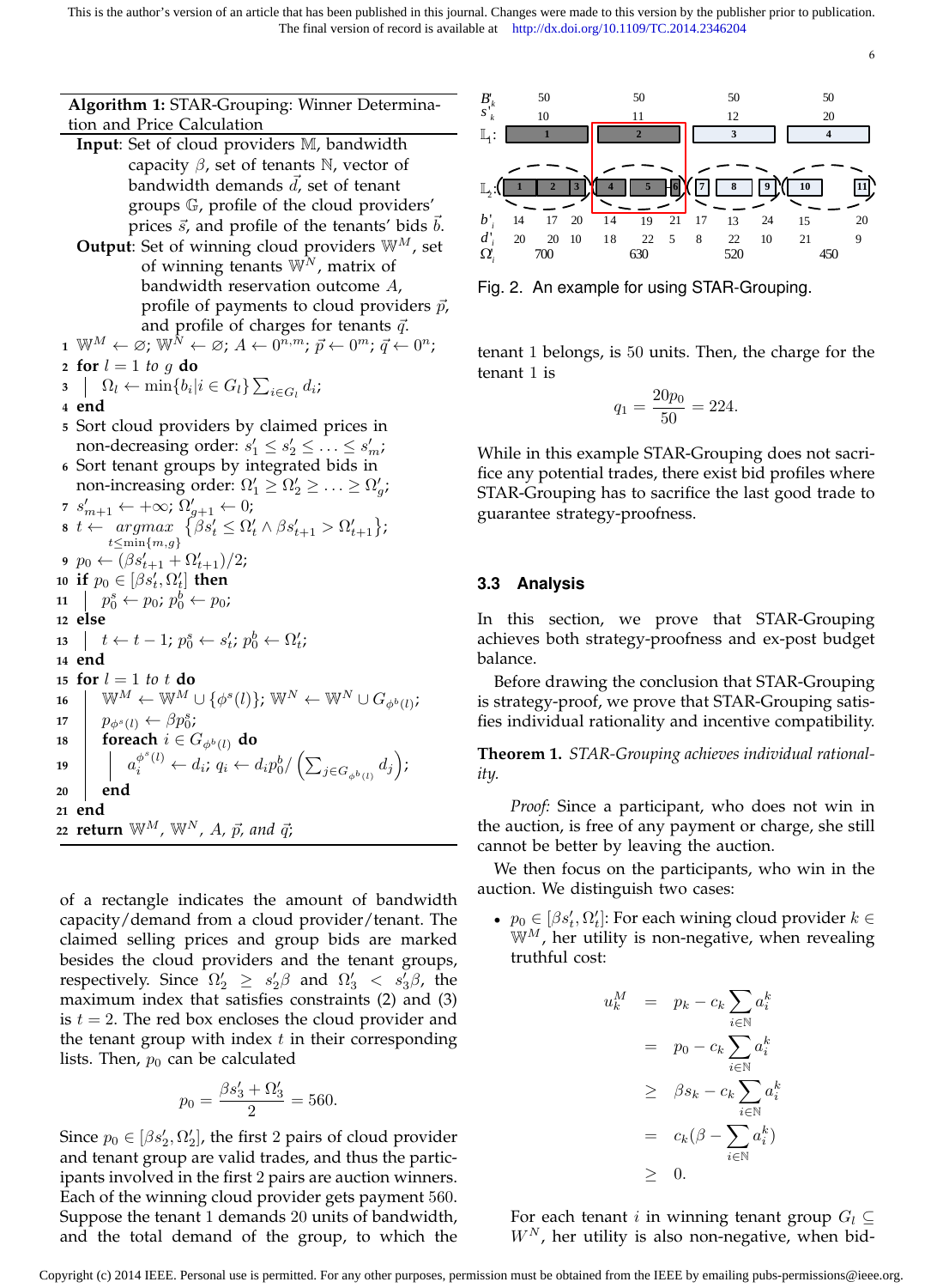**Algorithm 1:** STAR-Grouping: Winner Determination and Price Calculation

```
Input: Set of cloud providers 𝕄, bandwidth
       capacity β, set of tenants ℕ, vector of
       bandwidth demands d⃗, set of tenant
       groups 𝔾, profile of the cloud providers'
       prices s⃗, and profile of the tenants' bids b⃗.
Output: Set of winning cloud providers 𝕎^M, set
       of winning tenants 𝕎^N, matrix of
       bandwidth reservation outcome A,
       profile of payments to cloud providers p⃗,
       and profile of charges for tenants q⃗.
1  𝕎^M ← ∅; 𝕎^N ← ∅; A ← 0^{n,m}; p⃗ ← 0^m; q⃗ ← 0^n;
2  for l = 1 to g do
3  |   Ω_l ← min{b_i | i ∈ G_l} Σ_{i∈G_l} d_i;
4  end
5  Sort cloud providers by claimed prices in
   non-decreasing order: s'_1 ≤ s'_2 ≤ ... ≤ s'_m;
6  Sort tenant groups by integrated bids in
   non-increasing order: Ω'_1 ≥ Ω'_2 ≥ ... ≥ Ω'_g;
7  s'_{m+1} ← +∞; Ω'_{g+1} ← 0;
8  t ← argmax_{t ≤ min{m,g}} {βs'_t ≤ Ω'_t ∧ βs'_{t+1} > Ω'_{t+1}};
9  p_0 ← (βs'_{t+1} + Ω'_{t+1})/2;
10 if p_0 ∈ [βs'_t, Ω'_t] then
11 |   p_0^s ← p_0; p_0^b ← p_0;
12 else
13 |   t ← t − 1; p_0^s ← s'_t; p_0^b ← Ω'_t;
14 end
15 for l = 1 to t do
16 |   𝕎^M ← 𝕎^M ∪ {φ^s(l)}; 𝕎^N ← 𝕎^N ∪ G_{φ^b(l)};
17 |   p_{φ^s(l)} ← βp_0^s;
18 |   foreach i ∈ G_{φ^b(l)} do
19 |   |   a_i^{φ^s(l)} ← d_i; q_i ← d_i p_0^b / (Σ_{j∈G_{φ^b(l)}} d_j);
20 |   end
21 end
22 return 𝕎^M, 𝕎^N, A, p⃗, and q⃗;
```

of a rectangle indicates the amount of bandwidth capacity/demand from a cloud provider/tenant. The claimed selling prices and group bids are marked besides the cloud providers and the tenant groups, respectively. Since $\Omega'_2 \geq s'_2\beta$ and $\Omega'_3 < s'_3\beta$, the maximum index that satisfies constraints (2) and (3) is $t = 2$. The red box encloses the cloud provider and the tenant group with index $t$ in their corresponding lists. Then, $p_0$ can be calculated

$$p_0 = \frac{\beta s'_3 + \Omega'_3}{2} = 560.$$

Since $p_0 \in [\beta s'_2, \Omega'_2]$, the first 2 pairs of cloud provider and tenant group are valid trades, and thus the participants involved in the first 2 pairs are auction winners. Each of the winning cloud provider gets payment 560. Suppose the tenant 1 demands 20 units of bandwidth, and the total demand of the group, to which the

Fig. 2. An example for using STAR-Grouping.

tenant 1 belongs, is 50 units. Then, the charge for the tenant 1 is

$$q_1 = \frac{20p_0}{50} = 224.$$

While in this example STAR-Grouping does not sacrifice any potential trades, there exist bid profiles where STAR-Grouping has to sacrifice the last good trade to guarantee strategy-proofness.

### 3.3 Analysis

In this section, we prove that STAR-Grouping achieves both strategy-proofness and ex-post budget balance.

Before drawing the conclusion that STAR-Grouping is strategy-proof, we prove that STAR-Grouping satisfies individual rationality and incentive compatibility.

**Theorem 1.** *STAR-Grouping achieves individual rationality.*

*Proof:* Since a participant, who does not win in the auction, is free of any payment or charge, she still cannot be better by leaving the auction.

We then focus on the participants, who win in the auction. We distinguish two cases:

- $p_0 \in [\beta s'_t, \Omega'_t]$: For each wining cloud provider $k \in \mathbb{W}^M$, her utility is non-negative, when revealing truthful cost:

$$\begin{aligned} u_k^M &= p_k - c_k \sum_{i\in\mathbb{N}} a_i^k \\ &= p_0 - c_k \sum_{i\in\mathbb{N}} a_i^k \\ &\geq \beta s_k - c_k \sum_{i\in\mathbb{N}} a_i^k \\ &= c_k(\beta - \sum_{i\in\mathbb{N}} a_i^k) \\ &\geq 0. \end{aligned}$$

  For each tenant $i$ in winning tenant group $G_l \subseteq W^N$, her utility is also non-negative, when bid-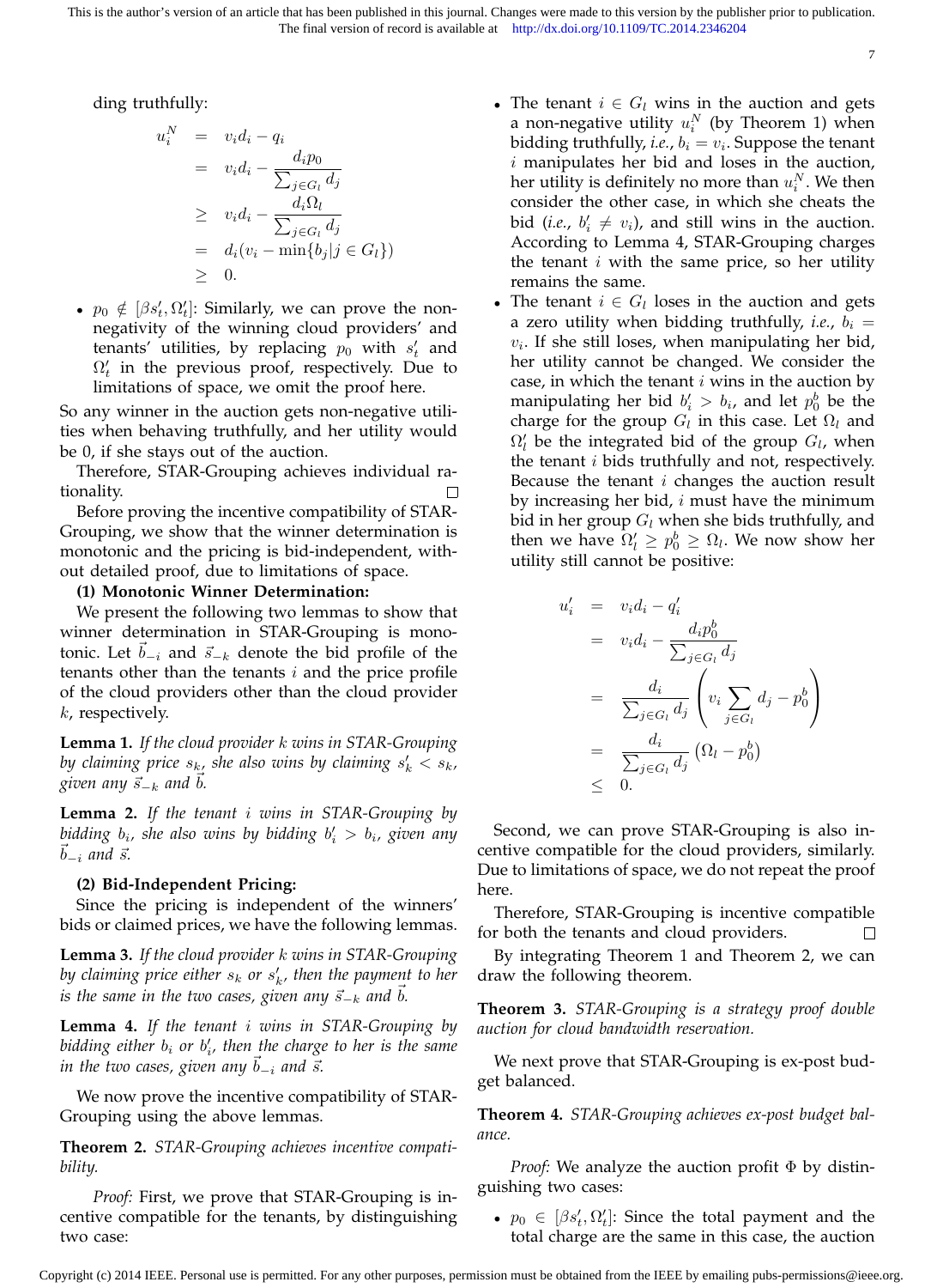ding truthfully:

$$
\begin{aligned}
u_i^N &= v_i d_i - q_i \\
&= v_i d_i - \frac{d_i p_0}{\sum_{j \in G_l} d_j} \\
&\geq v_i d_i - \frac{d_i \Omega_l}{\sum_{j \in G_l} d_j} \\
&= d_i(v_i - \min\{b_j | j \in G_l\}) \\
&\geq 0.
\end{aligned}
$$

- $p_0 \notin [\beta s'_t, \Omega'_t]$: Similarly, we can prove the non-negativity of the winning cloud providers' and tenants' utilities, by replacing $p_0$ with $s'_t$ and $\Omega'_t$ in the previous proof, respectively. Due to limitations of space, we omit the proof here.

So any winner in the auction gets non-negative utilities when behaving truthfully, and her utility would be 0, if she stays out of the auction.

Therefore, STAR-Grouping achieves individual rationality. □

Before proving the incentive compatibility of STAR-Grouping, we show that the winner determination is monotonic and the pricing is bid-independent, without detailed proof, due to limitations of space.

**(1) Monotonic Winner Determination:**

We present the following two lemmas to show that winner determination in STAR-Grouping is monotonic. Let $\vec{b}_{-i}$ and $\vec{s}_{-k}$ denote the bid profile of the tenants other than the tenants $i$ and the price profile of the cloud providers other than the cloud provider $k$, respectively.

**Lemma 1.** *If the cloud provider $k$ wins in STAR-Grouping by claiming price $s_k$, she also wins by claiming $s'_k < s_k$, given any $\vec{s}_{-k}$ and $\vec{b}$.*

**Lemma 2.** *If the tenant $i$ wins in STAR-Grouping by bidding $b_i$, she also wins by bidding $b'_i > b_i$, given any $\vec{b}_{-i}$ and $\vec{s}$.*

**(2) Bid-Independent Pricing:**

Since the pricing is independent of the winners' bids or claimed prices, we have the following lemmas.

**Lemma 3.** *If the cloud provider $k$ wins in STAR-Grouping by claiming price either $s_k$ or $s'_k$, then the payment to her is the same in the two cases, given any $\vec{s}_{-k}$ and $\vec{b}$.*

**Lemma 4.** *If the tenant $i$ wins in STAR-Grouping by bidding either $b_i$ or $b'_i$, then the charge to her is the same in the two cases, given any $\vec{b}_{-i}$ and $\vec{s}$.*

We now prove the incentive compatibility of STAR-Grouping using the above lemmas.

**Theorem 2.** *STAR-Grouping achieves incentive compatibility.*

*Proof:* First, we prove that STAR-Grouping is incentive compatible for the tenants, by distinguishing two case:

- The tenant $i \in G_l$ wins in the auction and gets a non-negative utility $u_i^N$ (by Theorem 1) when bidding truthfully, *i.e.*, $b_i = v_i$. Suppose the tenant $i$ manipulates her bid and loses in the auction, her utility is definitely no more than $u_i^N$. We then consider the other case, in which she cheats the bid (*i.e.*, $b'_i \neq v_i$), and still wins in the auction. According to Lemma 4, STAR-Grouping charges the tenant $i$ with the same price, so her utility remains the same.
- The tenant $i \in G_l$ loses in the auction and gets a zero utility when bidding truthfully, *i.e.*, $b_i = v_i$. If she still loses, when manipulating her bid, her utility cannot be changed. We consider the case, in which the tenant $i$ wins in the auction by manipulating her bid $b'_i > b_i$, and let $p_0^b$ be the charge for the group $G_l$ in this case. Let $\Omega_l$ and $\Omega'_l$ be the integrated bid of the group $G_l$, when the tenant $i$ bids truthfully and not, respectively. Because the tenant $i$ changes the auction result by increasing her bid, $i$ must have the minimum bid in her group $G_l$ when she bids truthfully, and then we have $\Omega'_l \geq p_0^b \geq \Omega_l$. We now show her utility still cannot be positive:

$$
\begin{aligned}
u'_i &= v_i d_i - q'_i \\
&= v_i d_i - \frac{d_i p_0^b}{\sum_{j \in G_l} d_j} \\
&= \frac{d_i}{\sum_{j \in G_l} d_j} \left( v_i \sum_{j \in G_l} d_j - p_0^b \right) \\
&= \frac{d_i}{\sum_{j \in G_l} d_j} \left( \Omega_l - p_0^b \right) \\
&\leq 0.
\end{aligned}
$$

Second, we can prove STAR-Grouping is also incentive compatible for the cloud providers, similarly. Due to limitations of space, we do not repeat the proof here.

Therefore, STAR-Grouping is incentive compatible for both the tenants and cloud providers. □

By integrating Theorem 1 and Theorem 2, we can draw the following theorem.

**Theorem 3.** *STAR-Grouping is a strategy proof double auction for cloud bandwidth reservation.*

We next prove that STAR-Grouping is ex-post budget balanced.

**Theorem 4.** *STAR-Grouping achieves ex-post budget balance.*

*Proof:* We analyze the auction profit $\Phi$ by distinguishing two cases:

- $p_0 \in [\beta s'_t, \Omega'_t]$: Since the total payment and the total charge are the same in this case, the auction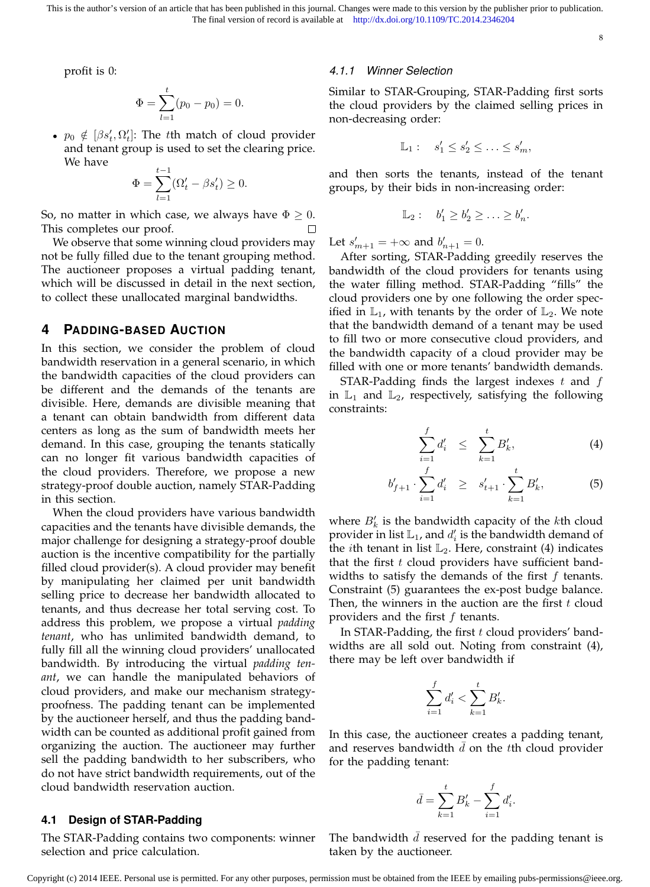profit is 0:

$$\Phi = \sum_{l=1}^{t} (p_0 - p_0) = 0.$$

- $p_0 \notin [\beta s'_t, \Omega'_t]$: The $t$th match of cloud provider and tenant group is used to set the clearing price. We have

$$\Phi = \sum_{l=1}^{t-1} (\Omega'_t - \beta s'_t) \geq 0.$$

So, no matter in which case, we always have $\Phi \geq 0$. This completes our proof. □

We observe that some winning cloud providers may not be fully filled due to the tenant grouping method. The auctioneer proposes a virtual padding tenant, which will be discussed in detail in the next section, to collect these unallocated marginal bandwidths.

## 4 PADDING-BASED AUCTION

In this section, we consider the problem of cloud bandwidth reservation in a general scenario, in which the bandwidth capacities of the cloud providers can be different and the demands of the tenants are divisible. Here, demands are divisible meaning that a tenant can obtain bandwidth from different data centers as long as the sum of bandwidth meets her demand. In this case, grouping the tenants statically can no longer fit various bandwidth capacities of the cloud providers. Therefore, we propose a new strategy-proof double auction, namely STAR-Padding in this section.

When the cloud providers have various bandwidth capacities and the tenants have divisible demands, the major challenge for designing a strategy-proof double auction is the incentive compatibility for the partially filled cloud provider(s). A cloud provider may benefit by manipulating her claimed per unit bandwidth selling price to decrease her bandwidth allocated to tenants, and thus decrease her total serving cost. To address this problem, we propose a virtual *padding tenant*, who has unlimited bandwidth demand, to fully fill all the winning cloud providers' unallocated bandwidth. By introducing the virtual *padding tenant*, we can handle the manipulated behaviors of cloud providers, and make our mechanism strategy-proofness. The padding tenant can be implemented by the auctioneer herself, and thus the padding bandwidth can be counted as additional profit gained from organizing the auction. The auctioneer may further sell the padding bandwidth to her subscribers, who do not have strict bandwidth requirements, out of the cloud bandwidth reservation auction.

### 4.1 Design of STAR-Padding

The STAR-Padding contains two components: winner selection and price calculation.

#### 4.1.1 Winner Selection

Similar to STAR-Grouping, STAR-Padding first sorts the cloud providers by the claimed selling prices in non-decreasing order:

$$\mathbb{L}_1 : \quad s'_1 \leq s'_2 \leq \ldots \leq s'_m,$$

and then sorts the tenants, instead of the tenant groups, by their bids in non-increasing order:

$$\mathbb{L}_2 : \quad b'_1 \geq b'_2 \geq \ldots \geq b'_n.$$

Let $s'_{m+1} = +\infty$ and $b'_{n+1} = 0$.

After sorting, STAR-Padding greedily reserves the bandwidth of the cloud providers for tenants using the water filling method. STAR-Padding "fills" the cloud providers one by one following the order specified in $\mathbb{L}_1$, with tenants by the order of $\mathbb{L}_2$. We note that the bandwidth demand of a tenant may be used to fill two or more consecutive cloud providers, and the bandwidth capacity of a cloud provider may be filled with one or more tenants' bandwidth demands.

STAR-Padding finds the largest indexes $t$ and $f$ in $\mathbb{L}_1$ and $\mathbb{L}_2$, respectively, satisfying the following constraints:

$$\sum_{i=1}^{f} d'_i \quad \leq \quad \sum_{k=1}^{t} B'_k, \tag{4}$$

$$b'_{f+1} \cdot \sum_{i=1}^{f} d'_i \quad \geq \quad s'_{t+1} \cdot \sum_{k=1}^{t} B'_k, \tag{5}$$

where $B'_k$ is the bandwidth capacity of the $k$th cloud provider in list $\mathbb{L}_1$, and $d'_i$ is the bandwidth demand of the $i$th tenant in list $\mathbb{L}_2$. Here, constraint (4) indicates that the first $t$ cloud providers have sufficient bandwidths to satisfy the demands of the first $f$ tenants. Constraint (5) guarantees the ex-post budge balance. Then, the winners in the auction are the first $t$ cloud providers and the first $f$ tenants.

In STAR-Padding, the first $t$ cloud providers' bandwidths are all sold out. Noting from constraint (4), there may be left over bandwidth if

$$\sum_{i=1}^{f} d'_i < \sum_{k=1}^{t} B'_k.$$

In this case, the auctioneer creates a padding tenant, and reserves bandwidth $\bar{d}$ on the $t$th cloud provider for the padding tenant:

$$\bar{d} = \sum_{k=1}^{t} B'_k - \sum_{i=1}^{f} d'_i.$$

The bandwidth $\bar{d}$ reserved for the padding tenant is taken by the auctioneer.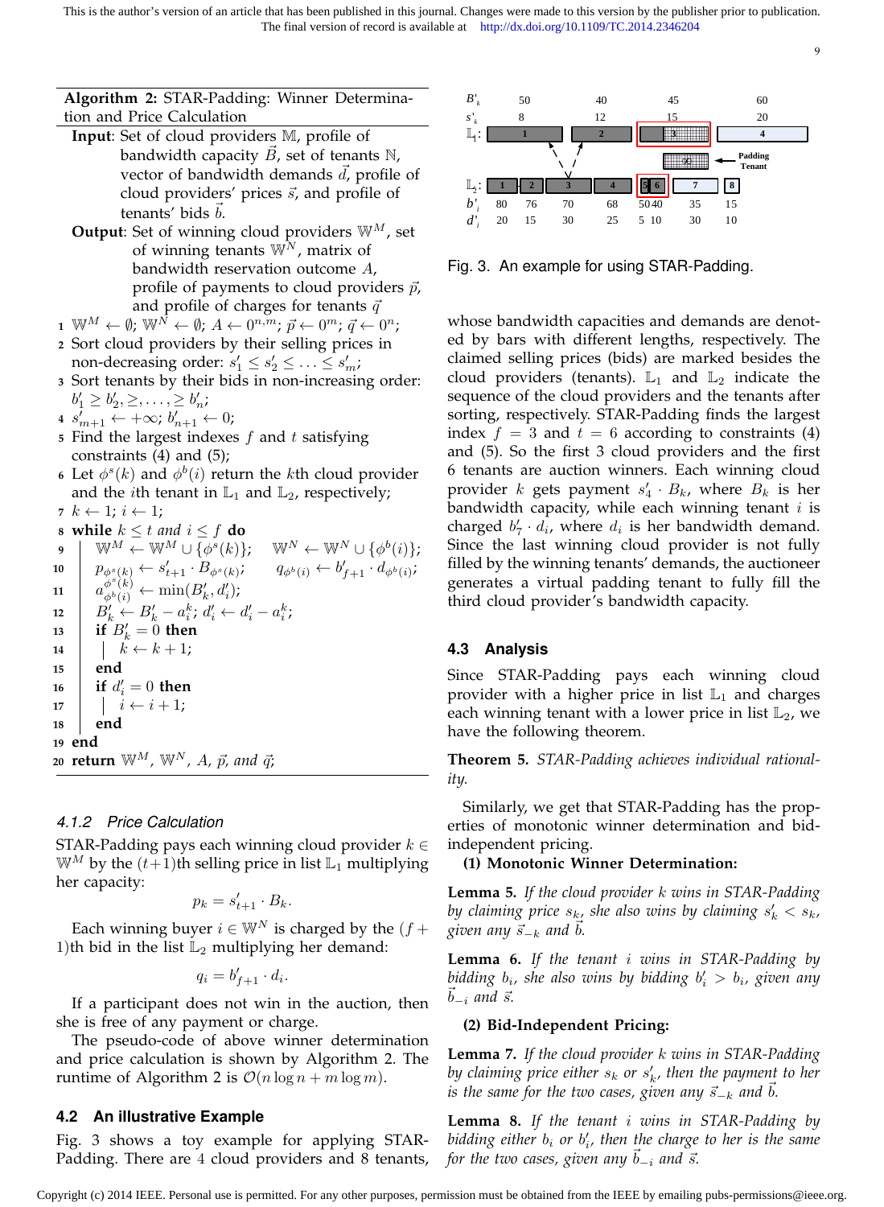This is the author's version of an article that has been published in this journal. Changes were made to this version by the publisher prior to publication. The final version of record is available at http://dx.doi.org/10.1109/TC.2014.2346204

**Algorithm 2:** STAR-Padding: Winner Determination and Price Calculation

**Input**: Set of cloud providers $\mathbb{M}$, profile of bandwidth capacity $\vec{B}$, set of tenants $\mathbb{N}$, vector of bandwidth demands $\vec{d}$, profile of cloud providers' prices $\vec{s}$, and profile of tenants' bids $\vec{b}$.

**Output**: Set of winning cloud providers $\mathbb{W}^M$, set of winning tenants $\mathbb{W}^N$, matrix of bandwidth reservation outcome $A$, profile of payments to cloud providers $\vec{p}$, and profile of charges for tenants $\vec{q}$

```
1  W^M ← ∅; W^N ← ∅; A ← 0^{n,m}; p ← 0^m; q ← 0^n;
2  Sort cloud providers by their selling prices in
   non-decreasing order: s'_1 ≤ s'_2 ≤ ... ≤ s'_m;
3  Sort tenants by their bids in non-increasing order:
   b'_1 ≥ b'_2, ≥, ..., ≥ b'_n;
4  s'_{m+1} ← +∞; b'_{n+1} ← 0;
5  Find the largest indexes f and t satisfying
   constraints (4) and (5);
6  Let φ^s(k) and φ^b(i) return the kth cloud provider
   and the ith tenant in L_1 and L_2, respectively;
7  k ← 1; i ← 1;
8  while k ≤ t and i ≤ f do
9      W^M ← W^M ∪ {φ^s(k)};   W^N ← W^N ∪ {φ^b(i)};
10     p_{φ^s(k)} ← s'_{t+1} · B_{φ^s(k)};   q_{φ^b(i)} ← b'_{f+1} · d_{φ^b(i)};
11     a^{φ^s(k)}_{φ^b(i)} ← min(B'_k, d'_i);
12     B'_k ← B'_k − a^k_i; d'_i ← d'_i − a^k_i;
13     if B'_k = 0 then
14         k ← k + 1;
15     end
16     if d'_i = 0 then
17         i ← i + 1;
18     end
19 end
20 return W^M, W^N, A, p, and q;
```

### 4.1.2 Price Calculation

STAR-Padding pays each winning cloud provider $k \in \mathbb{W}^M$ by the $(t+1)$th selling price in list $\mathbb{L}_1$ multiplying her capacity:

$$p_k = s'_{t+1} \cdot B_k.$$

Each winning buyer $i \in \mathbb{W}^N$ is charged by the $(f+1)$th bid in the list $\mathbb{L}_2$ multiplying her demand:

$$q_i = b'_{f+1} \cdot d_i.$$

If a participant does not win in the auction, then she is free of any payment or charge.

The pseudo-code of above winner determination and price calculation is shown by Algorithm 2. The runtime of Algorithm 2 is $\mathcal{O}(n \log n + m \log m)$.

## 4.2 An illustrative Example

Fig. 3 shows a toy example for applying STAR-Padding. There are 4 cloud providers and 8 tenants, whose bandwidth capacities and demands are denoted by bars with different lengths, respectively. The claimed selling prices (bids) are marked besides the cloud providers (tenants). $\mathbb{L}_1$ and $\mathbb{L}_2$ indicate the sequence of the cloud providers and the tenants after sorting, respectively. STAR-Padding finds the largest index $f = 3$ and $t = 6$ according to constraints (4) and (5). So the first 3 cloud providers and the first 6 tenants are auction winners. Each winning cloud provider $k$ gets payment $s'_4 \cdot B_k$, where $B_k$ is her bandwidth capacity, while each winning tenant $i$ is charged $b'_7 \cdot d_i$, where $d_i$ is her bandwidth demand. Since the last winning cloud provider is not fully filled by the winning tenants' demands, the auctioneer generates a virtual padding tenant to fully fill the third cloud provider's bandwidth capacity.

| $B'_k$ | 50 | 40 | 45 | 60 |
|---|---|---|---|---|
| $s'_k$ | 8 | 12 | 15 | 20 |
| $\mathbb{L}_1$ | 1 | 2 | 3 | 4 |

| $\mathbb{L}_2$ | 1 | 2 | 3 | 4 | 5 | 6 | 7 | 8 |
|---|---|---|---|---|---|---|---|---|
| $b'_i$ | 80 | 76 | 70 | 68 | 50 | 40 | 35 | 15 |
| $d'_i$ | 20 | 15 | 30 | 25 | 5 | 10 | 30 | 10 |

Padding Tenant: 9

Fig. 3. An example for using STAR-Padding.

## 4.3 Analysis

Since STAR-Padding pays each winning cloud provider with a higher price in list $\mathbb{L}_1$ and charges each winning tenant with a lower price in list $\mathbb{L}_2$, we have the following theorem.

**Theorem 5.** *STAR-Padding achieves individual rationality.*

Similarly, we get that STAR-Padding has the properties of monotonic winner determination and bid-independent pricing.

**(1) Monotonic Winner Determination:**

**Lemma 5.** *If the cloud provider $k$ wins in STAR-Padding by claiming price $s_k$, she also wins by claiming $s'_k < s_k$, given any $\vec{s}_{-k}$ and $\vec{b}$.*

**Lemma 6.** *If the tenant $i$ wins in STAR-Padding by bidding $b_i$, she also wins by bidding $b'_i > b_i$, given any $\vec{b}_{-i}$ and $\vec{s}$.*

**(2) Bid-Independent Pricing:**

**Lemma 7.** *If the cloud provider $k$ wins in STAR-Padding by claiming price either $s_k$ or $s'_k$, then the payment to her is the same for the two cases, given any $\vec{s}_{-k}$ and $\vec{b}$.*

**Lemma 8.** *If the tenant $i$ wins in STAR-Padding by bidding either $b_i$ or $b'_i$, then the charge to her is the same for the two cases, given any $\vec{b}_{-i}$ and $\vec{s}$.*

Copyright (c) 2014 IEEE. Personal use is permitted. For any other purposes, permission must be obtained from the IEEE by emailing pubs-permissions@ieee.org.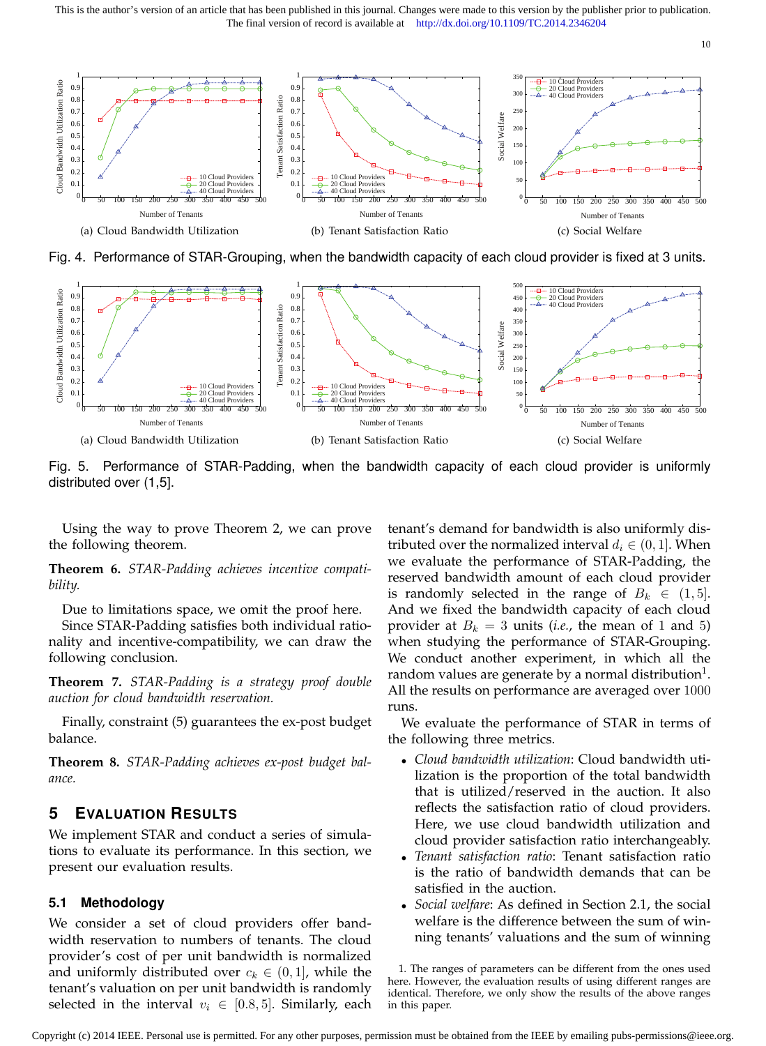(a) Cloud Bandwidth Utilization

(b) Tenant Satisfaction Ratio

(c) Social Welfare

Fig. 4. Performance of STAR-Grouping, when the bandwidth capacity of each cloud provider is fixed at 3 units.

(a) Cloud Bandwidth Utilization

(b) Tenant Satisfaction Ratio

(c) Social Welfare

Fig. 5. Performance of STAR-Padding, when the bandwidth capacity of each cloud provider is uniformly distributed over (1,5].

Using the way to prove Theorem 2, we can prove the following theorem.

**Theorem 6.** *STAR-Padding achieves incentive compatibility.*

Due to limitations space, we omit the proof here.

Since STAR-Padding satisfies both individual rationality and incentive-compatibility, we can draw the following conclusion.

**Theorem 7.** *STAR-Padding is a strategy proof double auction for cloud bandwidth reservation.*

Finally, constraint (5) guarantees the ex-post budget balance.

**Theorem 8.** *STAR-Padding achieves ex-post budget balance.*

## 5 Evaluation Results

We implement STAR and conduct a series of simulations to evaluate its performance. In this section, we present our evaluation results.

### 5.1 Methodology

We consider a set of cloud providers offer bandwidth reservation to numbers of tenants. The cloud provider's cost of per unit bandwidth is normalized and uniformly distributed over $c_k \in (0, 1]$, while the tenant's valuation on per unit bandwidth is randomly selected in the interval $v_i \in [0.8, 5]$. Similarly, each tenant's demand for bandwidth is also uniformly distributed over the normalized interval $d_i \in (0, 1]$. When we evaluate the performance of STAR-Padding, the reserved bandwidth amount of each cloud provider is randomly selected in the range of $B_k \in (1, 5]$. And we fixed the bandwidth capacity of each cloud provider at $B_k = 3$ units (*i.e.*, the mean of 1 and 5) when studying the performance of STAR-Grouping. We conduct another experiment, in which all the random values are generate by a normal distribution[1]. All the results on performance are averaged over 1000 runs.

We evaluate the performance of STAR in terms of the following three metrics.

- *Cloud bandwidth utilization*: Cloud bandwidth utilization is the proportion of the total bandwidth that is utilized/reserved in the auction. It also reflects the satisfaction ratio of cloud providers. Here, we use cloud bandwidth utilization and cloud provider satisfaction ratio interchangeably.
- *Tenant satisfaction ratio*: Tenant satisfaction ratio is the ratio of bandwidth demands that can be satisfied in the auction.
- *Social welfare*: As defined in Section 2.1, the social welfare is the difference between the sum of winning tenants' valuations and the sum of winning

1. The ranges of parameters can be different from the ones used here. However, the evaluation results of using different ranges are identical. Therefore, we only show the results of the above ranges in this paper.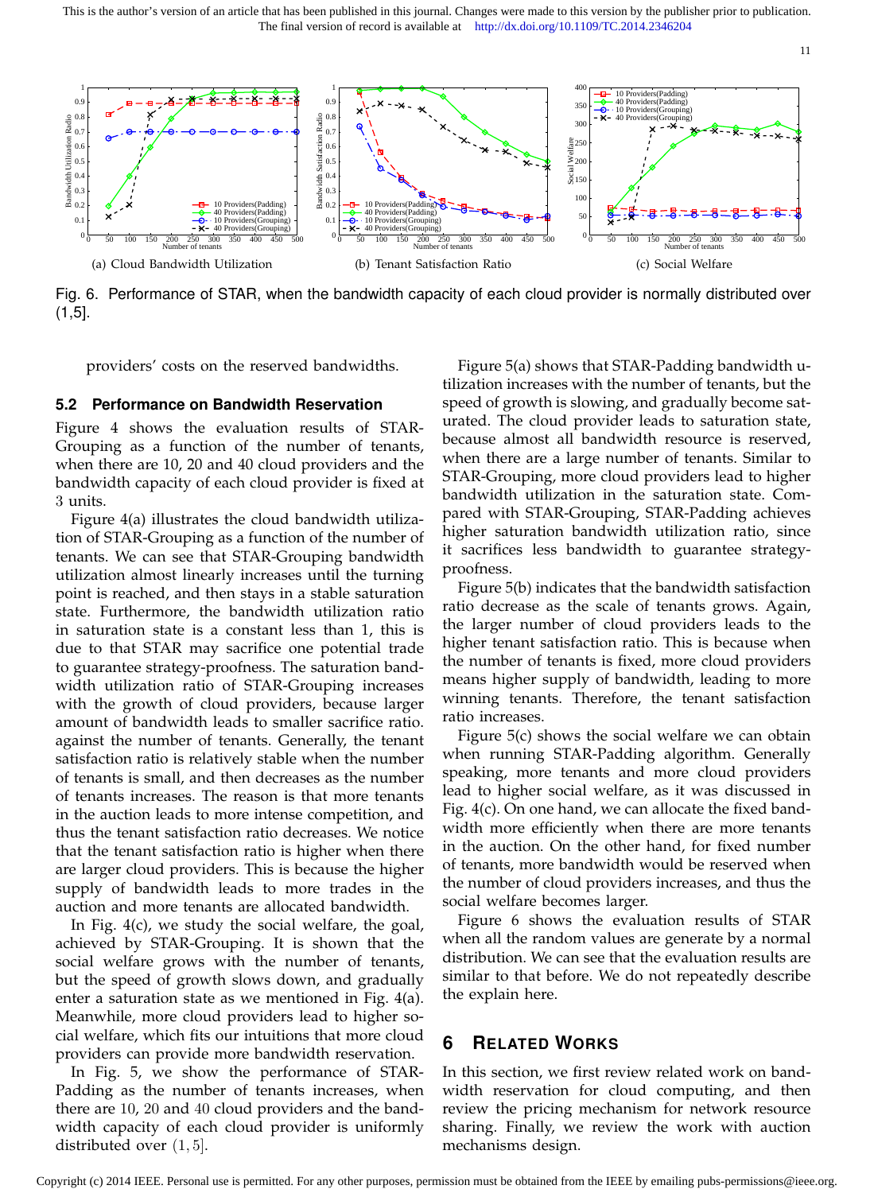(a) Cloud Bandwidth Utilization

(b) Tenant Satisfaction Ratio

(c) Social Welfare

Fig. 6. Performance of STAR, when the bandwidth capacity of each cloud provider is normally distributed over (1,5].

providers' costs on the reserved bandwidths.

### 5.2 Performance on Bandwidth Reservation

Figure 4 shows the evaluation results of STAR-Grouping as a function of the number of tenants, when there are 10, 20 and 40 cloud providers and the bandwidth capacity of each cloud provider is fixed at 3 units.

Figure 4(a) illustrates the cloud bandwidth utilization of STAR-Grouping as a function of the number of tenants. We can see that STAR-Grouping bandwidth utilization almost linearly increases until the turning point is reached, and then stays in a stable saturation state. Furthermore, the bandwidth utilization ratio in saturation state is a constant less than 1, this is due to that STAR may sacrifice one potential trade to guarantee strategy-proofness. The saturation bandwidth utilization ratio of STAR-Grouping increases with the growth of cloud providers, because larger amount of bandwidth leads to smaller sacrifice ratio. against the number of tenants. Generally, the tenant satisfaction ratio is relatively stable when the number of tenants is small, and then decreases as the number of tenants increases. The reason is that more tenants in the auction leads to more intense competition, and thus the tenant satisfaction ratio decreases. We notice that the tenant satisfaction ratio is higher when there are larger cloud providers. This is because the higher supply of bandwidth leads to more trades in the auction and more tenants are allocated bandwidth.

In Fig. 4(c), we study the social welfare, the goal, achieved by STAR-Grouping. It is shown that the social welfare grows with the number of tenants, but the speed of growth slows down, and gradually enter a saturation state as we mentioned in Fig. 4(a). Meanwhile, more cloud providers lead to higher social welfare, which fits our intuitions that more cloud providers can provide more bandwidth reservation.

In Fig. 5, we show the performance of STAR-Padding as the number of tenants increases, when there are 10, 20 and 40 cloud providers and the bandwidth capacity of each cloud provider is uniformly distributed over $(1, 5]$.

Figure 5(a) shows that STAR-Padding bandwidth utilization increases with the number of tenants, but the speed of growth is slowing, and gradually become saturated. The cloud provider leads to saturation state, because almost all bandwidth resource is reserved, when there are a large number of tenants. Similar to STAR-Grouping, more cloud providers lead to higher bandwidth utilization in the saturation state. Compared with STAR-Grouping, STAR-Padding achieves higher saturation bandwidth utilization ratio, since it sacrifices less bandwidth to guarantee strategy-proofness.

Figure 5(b) indicates that the bandwidth satisfaction ratio decrease as the scale of tenants grows. Again, the larger number of cloud providers leads to the higher tenant satisfaction ratio. This is because when the number of tenants is fixed, more cloud providers means higher supply of bandwidth, leading to more winning tenants. Therefore, the tenant satisfaction ratio increases.

Figure 5(c) shows the social welfare we can obtain when running STAR-Padding algorithm. Generally speaking, more tenants and more cloud providers lead to higher social welfare, as it was discussed in Fig. 4(c). On one hand, we can allocate the fixed bandwidth more efficiently when there are more tenants in the auction. On the other hand, for fixed number of tenants, more bandwidth would be reserved when the number of cloud providers increases, and thus the social welfare becomes larger.

Figure 6 shows the evaluation results of STAR when all the random values are generate by a normal distribution. We can see that the evaluation results are similar to that before. We do not repeatedly describe the explain here.

## 6 Related Works

In this section, we first review related work on bandwidth reservation for cloud computing, and then review the pricing mechanism for network resource sharing. Finally, we review the work with auction mechanisms design.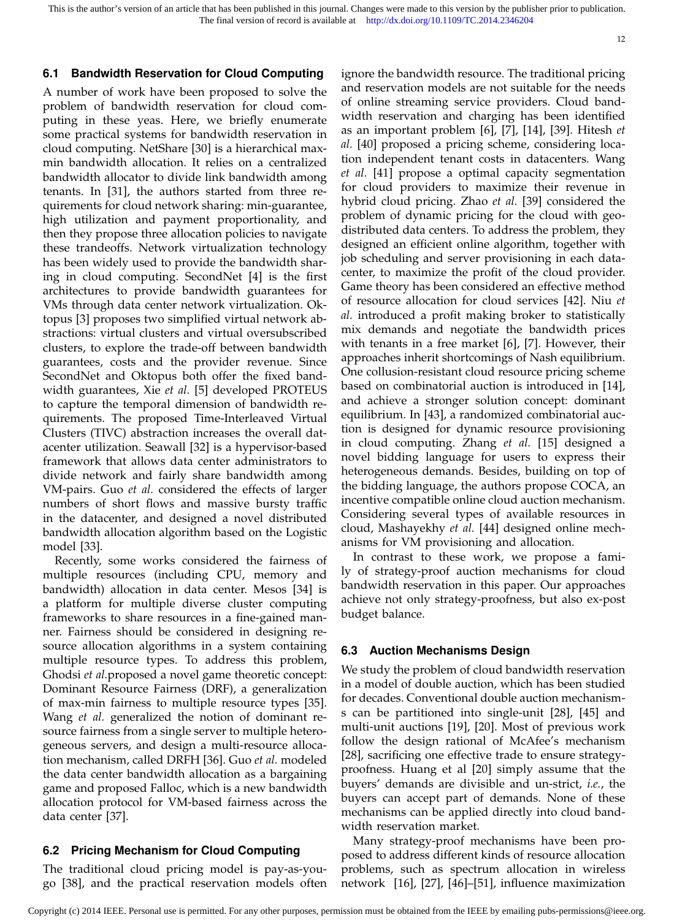### 6.1 Bandwidth Reservation for Cloud Computing

A number of work have been proposed to solve the problem of bandwidth reservation for cloud computing in these yeas. Here, we briefly enumerate some practical systems for bandwidth reservation in cloud computing. NetShare [30] is a hierarchical max-min bandwidth allocation. It relies on a centralized bandwidth allocator to divide link bandwidth among tenants. In [31], the authors started from three requirements for cloud network sharing: min-guarantee, high utilization and payment proportionality, and then they propose three allocation policies to navigate these trandeoffs. Network virtualization technology has been widely used to provide the bandwidth sharing in cloud computing. SecondNet [4] is the first architectures to provide bandwidth guarantees for VMs through data center network virtualization. Oktopus [3] proposes two simplified virtual network abstractions: virtual clusters and virtual oversubscribed clusters, to explore the trade-off between bandwidth guarantees, costs and the provider revenue. Since SecondNet and Oktopus both offer the fixed bandwidth guarantees, Xie *et al.* [5] developed PROTEUS to capture the temporal dimension of bandwidth requirements. The proposed Time-Interleaved Virtual Clusters (TIVC) abstraction increases the overall datacenter utilization. Seawall [32] is a hypervisor-based framework that allows data center administrators to divide network and fairly share bandwidth among VM-pairs. Guo *et al.* considered the effects of larger numbers of short flows and massive bursty traffic in the datacenter, and designed a novel distributed bandwidth allocation algorithm based on the Logistic model [33].

Recently, some works considered the fairness of multiple resources (including CPU, memory and bandwidth) allocation in data center. Mesos [34] is a platform for multiple diverse cluster computing frameworks to share resources in a fine-gained manner. Fairness should be considered in designing resource allocation algorithms in a system containing multiple resource types. To address this problem, Ghodsi *et al.*proposed a novel game theoretic concept: Dominant Resource Fairness (DRF), a generalization of max-min fairness to multiple resource types [35]. Wang *et al.* generalized the notion of dominant resource fairness from a single server to multiple heterogeneous servers, and design a multi-resource allocation mechanism, called DRFH [36]. Guo *et al.* modeled the data center bandwidth allocation as a bargaining game and proposed Falloc, which is a new bandwidth allocation protocol for VM-based fairness across the data center [37].

### 6.2 Pricing Mechanism for Cloud Computing

The traditional cloud pricing model is pay-as-you-go [38], and the practical reservation models often ignore the bandwidth resource. The traditional pricing and reservation models are not suitable for the needs of online streaming service providers. Cloud bandwidth reservation and charging has been identified as an important problem [6], [7], [14], [39]. Hitesh *et al.* [40] proposed a pricing scheme, considering location independent tenant costs in datacenters. Wang *et al.* [41] propose a optimal capacity segmentation for cloud providers to maximize their revenue in hybrid cloud pricing. Zhao *et al.* [39] considered the problem of dynamic pricing for the cloud with geo-distributed data centers. To address the problem, they designed an efficient online algorithm, together with job scheduling and server provisioning in each datacenter, to maximize the profit of the cloud provider. Game theory has been considered an effective method of resource allocation for cloud services [42]. Niu *et al.* introduced a profit making broker to statistically mix demands and negotiate the bandwidth prices with tenants in a free market [6], [7]. However, their approaches inherit shortcomings of Nash equilibrium. One collusion-resistant cloud resource pricing scheme based on combinatorial auction is introduced in [14], and achieve a stronger solution concept: dominant equilibrium. In [43], a randomized combinatorial auction is designed for dynamic resource provisioning in cloud computing. Zhang *et al.* [15] designed a novel bidding language for users to express their heterogeneous demands. Besides, building on top of the bidding language, the authors propose COCA, an incentive compatible online cloud auction mechanism. Considering several types of available resources in cloud, Mashayekhy *et al.* [44] designed online mechanisms for VM provisioning and allocation.

In contrast to these work, we propose a family of strategy-proof auction mechanisms for cloud bandwidth reservation in this paper. Our approaches achieve not only strategy-proofness, but also ex-post budget balance.

### 6.3 Auction Mechanisms Design

We study the problem of cloud bandwidth reservation in a model of double auction, which has been studied for decades. Conventional double auction mechanisms can be partitioned into single-unit [28], [45] and multi-unit auctions [19], [20]. Most of previous work follow the design rational of McAfee's mechanism [28], sacrificing one effective trade to ensure strategy-proofness. Huang et al [20] simply assume that the buyers' demands are divisible and un-strict, *i.e.*, the buyers can accept part of demands. None of these mechanisms can be applied directly into cloud bandwidth reservation market.

Many strategy-proof mechanisms have been proposed to address different kinds of resource allocation problems, such as spectrum allocation in wireless network [16], [27], [46]–[51], influence maximization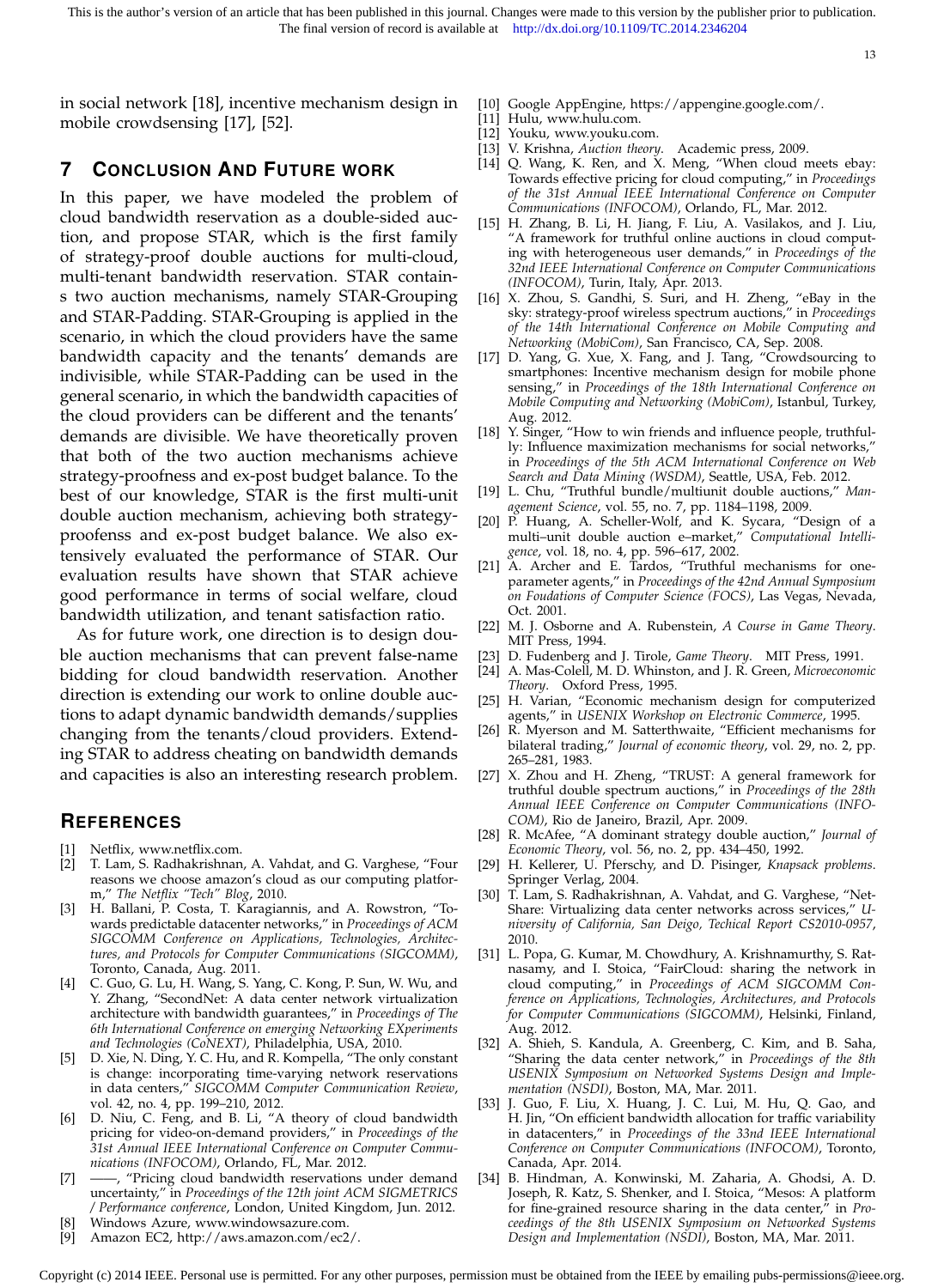in social network [18], incentive mechanism design in mobile crowdsensing [17], [52].

## 7 Conclusion And Future work

In this paper, we have modeled the problem of cloud bandwidth reservation as a double-sided auction, and propose STAR, which is the first family of strategy-proof double auctions for multi-cloud, multi-tenant bandwidth reservation. STAR contains two auction mechanisms, namely STAR-Grouping and STAR-Padding. STAR-Grouping is applied in the scenario, in which the cloud providers have the same bandwidth capacity and the tenants' demands are indivisible, while STAR-Padding can be used in the general scenario, in which the bandwidth capacities of the cloud providers can be different and the tenants' demands are divisible. We have theoretically proven that both of the two auction mechanisms achieve strategy-proofness and ex-post budget balance. To the best of our knowledge, STAR is the first multi-unit double auction mechanism, achieving both strategy-proofenss and ex-post budget balance. We also extensively evaluated the performance of STAR. Our evaluation results have shown that STAR achieve good performance in terms of social welfare, cloud bandwidth utilization, and tenant satisfaction ratio.

As for future work, one direction is to design double auction mechanisms that can prevent false-name bidding for cloud bandwidth reservation. Another direction is extending our work to online double auctions to adapt dynamic bandwidth demands/supplies changing from the tenants/cloud providers. Extending STAR to address cheating on bandwidth demands and capacities is also an interesting research problem.

## References

[1] Netflix, www.netflix.com.

[2] T. Lam, S. Radhakrishnan, A. Vahdat, and G. Varghese, "Four reasons we choose amazon's cloud as our computing platform," *The Netflix "Tech" Blog*, 2010.

[3] H. Ballani, P. Costa, T. Karagiannis, and A. Rowstron, "Towards predictable datacenter networks," in *Proceedings of ACM SIGCOMM Conference on Applications, Technologies, Architectures, and Protocols for Computer Communications (SIGCOMM)*, Toronto, Canada, Aug. 2011.

[4] C. Guo, G. Lu, H. Wang, S. Yang, C. Kong, P. Sun, W. Wu, and Y. Zhang, "SecondNet: A data center network virtualization architecture with bandwidth guarantees," in *Proceedings of The 6th International Conference on emerging Networking EXperiments and Technologies (CoNEXT)*, Philadelphia, USA, 2010.

[5] D. Xie, N. Ding, Y. C. Hu, and R. Kompella, "The only constant is change: incorporating time-varying network reservations in data centers," *SIGCOMM Computer Communication Review*, vol. 42, no. 4, pp. 199–210, 2012.

[6] D. Niu, C. Feng, and B. Li, "A theory of cloud bandwidth pricing for video-on-demand providers," in *Proceedings of the 31st Annual IEEE International Conference on Computer Communications (INFOCOM)*, Orlando, FL, Mar. 2012.

[7] ——, "Pricing cloud bandwidth reservations under demand uncertainty," in *Proceedings of the 12th joint ACM SIGMETRICS / Performance conference*, London, United Kingdom, Jun. 2012.

[8] Windows Azure, www.windowsazure.com.

[9] Amazon EC2, http://aws.amazon.com/ec2/.

[10] Google AppEngine, https://appengine.google.com/.

[11] Hulu, www.hulu.com.

[12] Youku, www.youku.com.

[13] V. Krishna, *Auction theory*. Academic press, 2009.

[14] Q. Wang, K. Ren, and X. Meng, "When cloud meets ebay: Towards effective pricing for cloud computing," in *Proceedings of the 31st Annual IEEE International Conference on Computer Communications (INFOCOM)*, Orlando, FL, Mar. 2012.

[15] H. Zhang, B. Li, H. Jiang, F. Liu, A. Vasilakos, and J. Liu, "A framework for truthful online auctions in cloud computing with heterogeneous user demands," in *Proceedings of the 32nd IEEE International Conference on Computer Communications (INFOCOM)*, Turin, Italy, Apr. 2013.

[16] X. Zhou, S. Gandhi, S. Suri, and H. Zheng, "eBay in the sky: strategy-proof wireless spectrum auctions," in *Proceedings of the 14th International Conference on Mobile Computing and Networking (MobiCom)*, San Francisco, CA, Sep. 2008.

[17] D. Yang, G. Xue, X. Fang, and J. Tang, "Crowdsourcing to smartphones: Incentive mechanism design for mobile phone sensing," in *Proceedings of the 18th International Conference on Mobile Computing and Networking (MobiCom)*, Istanbul, Turkey, Aug. 2012.

[18] Y. Singer, "How to win friends and influence people, truthfully: Influence maximization mechanisms for social networks," in *Proceedings of the 5th ACM International Conference on Web Search and Data Mining (WSDM)*, Seattle, USA, Feb. 2012.

[19] L. Chu, "Truthful bundle/multiunit double auctions," *Management Science*, vol. 55, no. 7, pp. 1184–1198, 2009.

[20] P. Huang, A. Scheller-Wolf, and K. Sycara, "Design of a multi–unit double auction e–market," *Computational Intelligence*, vol. 18, no. 4, pp. 596–617, 2002.

[21] A. Archer and E. Tardos, "Truthful mechanisms for one-parameter agents," in *Proceedings of the 42nd Annual Symposium on Foudations of Computer Science (FOCS)*, Las Vegas, Nevada, Oct. 2001.

[22] M. J. Osborne and A. Rubenstein, *A Course in Game Theory*. MIT Press, 1994.

[23] D. Fudenberg and J. Tirole, *Game Theory*. MIT Press, 1991.

[24] A. Mas-Colell, M. D. Whinston, and J. R. Green, *Microeconomic Theory*. Oxford Press, 1995.

[25] H. Varian, "Economic mechanism design for computerized agents," in *USENIX Workshop on Electronic Commerce*, 1995.

[26] R. Myerson and M. Satterthwaite, "Efficient mechanisms for bilateral trading," *Journal of economic theory*, vol. 29, no. 2, pp. 265–281, 1983.

[27] X. Zhou and H. Zheng, "TRUST: A general framework for truthful double spectrum auctions," in *Proceedings of the 28th Annual IEEE Conference on Computer Communications (INFOCOM)*, Rio de Janeiro, Brazil, Apr. 2009.

[28] R. McAfee, "A dominant strategy double auction," *Journal of Economic Theory*, vol. 56, no. 2, pp. 434–450, 1992.

[29] H. Kellerer, U. Pferschy, and D. Pisinger, *Knapsack problems*. Springer Verlag, 2004.

[30] T. Lam, S. Radhakrishnan, A. Vahdat, and G. Varghese, "NetShare: Virtualizing data center networks across services," *University of California, San Deigo, Techical Report CS2010-0957*, 2010.

[31] L. Popa, G. Kumar, M. Chowdhury, A. Krishnamurthy, S. Ratnasamy, and I. Stoica, "FairCloud: sharing the network in cloud computing," in *Proceedings of ACM SIGCOMM Conference on Applications, Technologies, Architectures, and Protocols for Computer Communications (SIGCOMM)*, Helsinki, Finland, Aug. 2012.

[32] A. Shieh, S. Kandula, A. Greenberg, C. Kim, and B. Saha, "Sharing the data center network," in *Proceedings of the 8th USENIX Symposium on Networked Systems Design and Implementation (NSDI)*, Boston, MA, Mar. 2011.

[33] J. Guo, F. Liu, X. Huang, J. C. Lui, M. Hu, Q. Gao, and H. Jin, "On efficient bandwidth allocation for traffic variability in datacenters," in *Proceedings of the 33nd IEEE International Conference on Computer Communications (INFOCOM)*, Toronto, Canada, Apr. 2014.

[34] B. Hindman, A. Konwinski, M. Zaharia, A. Ghodsi, A. D. Joseph, R. Katz, S. Shenker, and I. Stoica, "Mesos: A platform for fine-grained resource sharing in the data center," in *Proceedings of the 8th USENIX Symposium on Networked Systems Design and Implementation (NSDI)*, Boston, MA, Mar. 2011.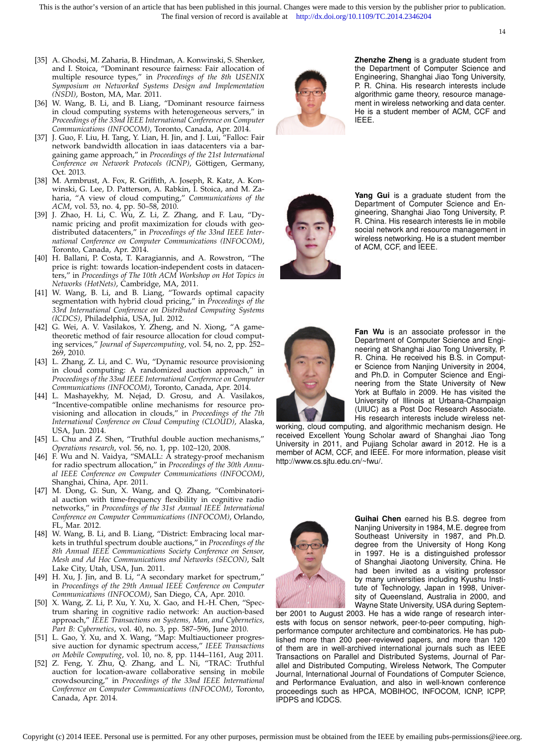[35] A. Ghodsi, M. Zaharia, B. Hindman, A. Konwinski, S. Shenker, and I. Stoica, "Dominant resource fairness: Fair allocation of multiple resource types," in *Proceedings of the 8th USENIX Symposium on Networked Systems Design and Implementation (NSDI)*, Boston, MA, Mar. 2011.

[36] W. Wang, B. Li, and B. Liang, "Dominant resource fairness in cloud computing systems with heterogeneous servers," in *Proceedings of the 33nd IEEE International Conference on Computer Communications (INFOCOM)*, Toronto, Canada, Apr. 2014.

[37] J. Guo, F. Liu, H. Tang, Y. Lian, H. Jin, and J. Lui, "Falloc: Fair network bandwidth allocation in iaas datacenters via a bargaining game approach," in *Proceedings of the 21st International Conference on Network Protocols (ICNP)*, Göttigen, Germany, Oct. 2013.

[38] M. Armbrust, A. Fox, R. Griffith, A. Joseph, R. Katz, A. Konwinski, G. Lee, D. Patterson, A. Rabkin, I. Stoica, and M. Zaharia, "A view of cloud computing," *Communications of the ACM*, vol. 53, no. 4, pp. 50–58, 2010.

[39] J. Zhao, H. Li, C. Wu, Z. Li, Z. Zhang, and F. Lau, "Dynamic pricing and profit maximization for clouds with geo-distributed datacenters," in *Proceedings of the 33nd IEEE International Conference on Computer Communications (INFOCOM)*, Toronto, Canada, Apr. 2014.

[40] H. Ballani, P. Costa, T. Karagiannis, and A. Rowstron, "The price is right: towards location-independent costs in datacenters," in *Proceedings of The 10th ACM Workshop on Hot Topics in Networks (HotNets)*, Cambridge, MA, 2011.

[41] W. Wang, B. Li, and B. Liang, "Towards optimal capacity segmentation with hybrid cloud pricing," in *Proceedings of the 33rd International Conference on Distributed Computing Systems (ICDCS)*, Philadelphia, USA, Jul. 2012.

[42] G. Wei, A. V. Vasilakos, Y. Zheng, and N. Xiong, "A game-theoretic method of fair resource allocation for cloud computing services," *Journal of Supercomputing*, vol. 54, no. 2, pp. 252–269, 2010.

[43] L. Zhang, Z. Li, and C. Wu, "Dynamic resource provisioning in cloud computing: A randomized auction approach," in *Proceedings of the 33nd IEEE International Conference on Computer Communications (INFOCOM)*, Toronto, Canada, Apr. 2014.

[44] L. Mashayekhy, M. Nejad, D. Grosu, and A. Vasilakos, "Incentive-compatible online mechanisms for resource provisioning and allocation in clouds," in *Proceedings of the 7th International Conference on Cloud Computing (CLOUD)*, Alaska, USA, Jun. 2014.

[45] L. Chu and Z. Shen, "Truthful double auction mechanisms," *Operations research*, vol. 56, no. 1, pp. 102–120, 2008.

[46] F. Wu and N. Vaidya, "SMALL: A strategy-proof mechanism for radio spectrum allocation," in *Proceedings of the 30th Annual IEEE Conference on Computer Communications (INFOCOM)*, Shanghai, China, Apr. 2011.

[47] M. Dong, G. Sun, X. Wang, and Q. Zhang, "Combinatorial auction with time-frequency flexibility in cognitive radio networks," in *Proceedings of the 31st Annual IEEE International Conference on Computer Communications (INFOCOM)*, Orlando, FL, Mar. 2012.

[48] W. Wang, B. Li, and B. Liang, "District: Embracing local markets in truthful spectrum double auctions," in *Proceedings of the 8th Annual IEEE Communications Society Conference on Sensor, Mesh and Ad Hoc Communications and Networks (SECON)*, Salt Lake City, Utah, USA, Jun. 2011.

[49] H. Xu, J. Jin, and B. Li, "A secondary market for spectrum," in *Proceedings of the 29th Annual IEEE Conference on Computer Communications (INFOCOM)*, San Diego, CA, Apr. 2010.

[50] X. Wang, Z. Li, P. Xu, Y. Xu, X. Gao, and H.-H. Chen, "Spectrum sharing in cognitive radio network: An auction-based approach," *IEEE Transactions on Systems, Man, and Cybernetics, Part B: Cybernetics*, vol. 40, no. 3, pp. 587–596, June 2010.

[51] L. Gao, Y. Xu, and X. Wang, "Map: Multiauctioneer progressive auction for dynamic spectrum access," *IEEE Transactions on Mobile Computing*, vol. 10, no. 8, pp. 1144–1161, Aug 2011.

[52] Z. Feng, Y. Zhu, Q. Zhang, and L. Ni, "TRAC: Truthful auction for location-aware collaborative sensing in mobile crowdsourcing," in *Proceedings of the 33nd IEEE International Conference on Computer Communications (INFOCOM)*, Toronto, Canada, Apr. 2014.

**Zhenzhe Zheng** is a graduate student from the Department of Computer Science and Engineering, Shanghai Jiao Tong University, P. R. China. His research interests include algorithmic game theory, resource management in wireless networking and data center. He is a student member of ACM, CCF and IEEE.

**Yang Gui** is a graduate student from the Department of Computer Science and Engineering, Shanghai Jiao Tong University, P. R. China. His research interests lie in mobile social network and resource management in wireless networking. He is a student member of ACM, CCF, and IEEE.

**Fan Wu** is an associate professor in the Department of Computer Science and Engineering at Shanghai Jiao Tong University, P. R. China. He received his B.S. in Computer Science from Nanjing University in 2004, and Ph.D. in Computer Science and Engineering from the State University of New York at Buffalo in 2009. He has visited the University of Illinois at Urbana-Champaign (UIUC) as a Post Doc Research Associate. His research interests include wireless networking, cloud computing, and algorithmic mechanism design. He received Excellent Young Scholar award of Shanghai Jiao Tong University in 2011, and Pujiang Scholar award in 2012. He is a member of ACM, CCF, and IEEE. For more information, please visit http://www.cs.sjtu.edu.cn/~fwu/.

**Guihai Chen** earned his B.S. degree from Nanjing University in 1984, M.E. degree from Southeast University in 1987, and Ph.D. degree from the University of Hong Kong in 1997. He is a distinguished professor of Shanghai Jiaotong University, China. He had been invited as a visiting professor by many universities including Kyushu Institute of Technology, Japan in 1998, University of Queensland, Australia in 2000, and Wayne State University, USA during September 2001 to August 2003. He has a wide range of research interests with focus on sensor network, peer-to-peer computing, high-performance computer architecture and combinatorics. He has published more than 200 peer-reviewed papers, and more than 120 of them are in well-archived international journals such as IEEE Transactions on Parallel and Distributed Systems, Journal of Parallel and Distributed Computing, Wireless Network, The Computer Journal, International Journal of Foundations of Computer Science, and Performance Evaluation, and also in well-known conference proceedings such as HPCA, MOBIHOC, INFOCOM, ICNP, ICPP, IPDPS and ICDCS.